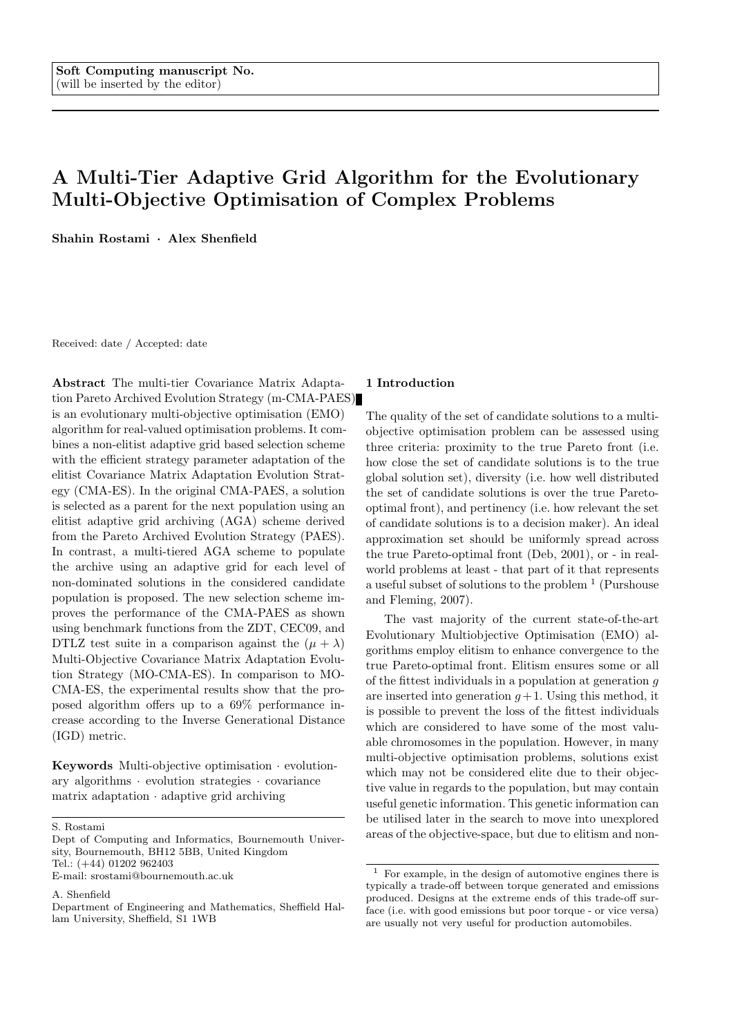Soft Computing manuscript No.
(will be inserted by the editor)

# A Multi-Tier Adaptive Grid Algorithm for the Evolutionary Multi-Objective Optimisation of Complex Problems

**Shahin Rostami · Alex Shenfield**

Received: date / Accepted: date

**Abstract** The multi-tier Covariance Matrix Adaptation Pareto Archived Evolution Strategy (m-CMA-PAES) is an evolutionary multi-objective optimisation (EMO) algorithm for real-valued optimisation problems. It combines a non-elitist adaptive grid based selection scheme with the efficient strategy parameter adaptation of the elitist Covariance Matrix Adaptation Evolution Strategy (CMA-ES). In the original CMA-PAES, a solution is selected as a parent for the next population using an elitist adaptive grid archiving (AGA) scheme derived from the Pareto Archived Evolution Strategy (PAES). In contrast, a multi-tiered AGA scheme to populate the archive using an adaptive grid for each level of non-dominated solutions in the considered candidate population is proposed. The new selection scheme improves the performance of the CMA-PAES as shown using benchmark functions from the ZDT, CEC09, and DTLZ test suite in a comparison against the $(\mu + \lambda)$ Multi-Objective Covariance Matrix Adaptation Evolution Strategy (MO-CMA-ES). In comparison to MO-CMA-ES, the experimental results show that the proposed algorithm offers up to a 69% performance increase according to the Inverse Generational Distance (IGD) metric.

**Keywords** Multi-objective optimisation · evolutionary algorithms · evolution strategies · covariance matrix adaptation · adaptive grid archiving

S. Rostami
Dept of Computing and Informatics, Bournemouth University, Bournemouth, BH12 5BB, United Kingdom
Tel.: (+44) 01202 962403
E-mail: srostami@bournemouth.ac.uk

A. Shenfield
Department of Engineering and Mathematics, Sheffield Hallam University, Sheffield, S1 1WB

## 1 Introduction

The quality of the set of candidate solutions to a multi-objective optimisation problem can be assessed using three criteria: proximity to the true Pareto front (i.e. how close the set of candidate solutions is to the true global solution set), diversity (i.e. how well distributed the set of candidate solutions is over the true Pareto-optimal front), and pertinency (i.e. how relevant the set of candidate solutions is to a decision maker). An ideal approximation set should be uniformly spread across the true Pareto-optimal front (Deb, 2001), or - in real-world problems at least - that part of it that represents a useful subset of solutions to the problem [1] (Purshouse and Fleming, 2007).

The vast majority of the current state-of-the-art Evolutionary Multiobjective Optimisation (EMO) algorithms employ elitism to enhance convergence to the true Pareto-optimal front. Elitism ensures some or all of the fittest individuals in a population at generation $g$ are inserted into generation $g+1$. Using this method, it is possible to prevent the loss of the fittest individuals which are considered to have some of the most valuable chromosomes in the population. However, in many multi-objective optimisation problems, solutions exist which may not be considered elite due to their objective value in regards to the population, but may contain useful genetic information. This genetic information can be utilised later in the search to move into unexplored areas of the objective-space, but due to elitism and non-

[1] For example, in the design of automotive engines there is typically a trade-off between torque generated and emissions produced. Designs at the extreme ends of this trade-off surface (i.e. with good emissions but poor torque - or vice versa) are usually not very useful for production automobiles.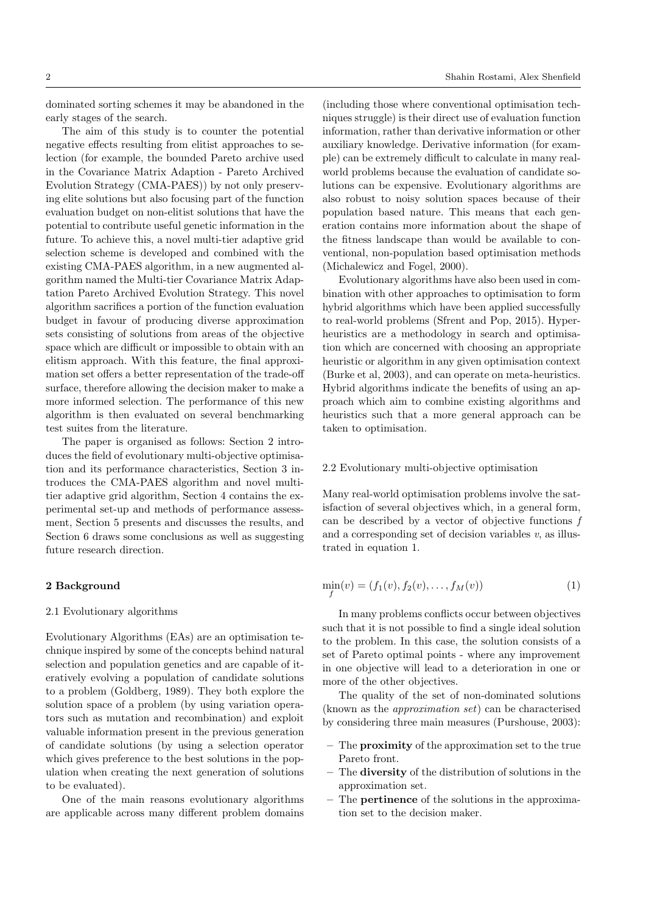dominated sorting schemes it may be abandoned in the early stages of the search.

The aim of this study is to counter the potential negative effects resulting from elitist approaches to selection (for example, the bounded Pareto archive used in the Covariance Matrix Adaption - Pareto Archived Evolution Strategy (CMA-PAES)) by not only preserving elite solutions but also focusing part of the function evaluation budget on non-elitist solutions that have the potential to contribute useful genetic information in the future. To achieve this, a novel multi-tier adaptive grid selection scheme is developed and combined with the existing CMA-PAES algorithm, in a new augmented algorithm named the Multi-tier Covariance Matrix Adaptation Pareto Archived Evolution Strategy. This novel algorithm sacrifices a portion of the function evaluation budget in favour of producing diverse approximation sets consisting of solutions from areas of the objective space which are difficult or impossible to obtain with an elitism approach. With this feature, the final approximation set offers a better representation of the trade-off surface, therefore allowing the decision maker to make a more informed selection. The performance of this new algorithm is then evaluated on several benchmarking test suites from the literature.

The paper is organised as follows: Section 2 introduces the field of evolutionary multi-objective optimisation and its performance characteristics, Section 3 introduces the CMA-PAES algorithm and novel multi-tier adaptive grid algorithm, Section 4 contains the experimental set-up and methods of performance assessment, Section 5 presents and discusses the results, and Section 6 draws some conclusions as well as suggesting future research direction.

## 2 Background

### 2.1 Evolutionary algorithms

Evolutionary Algorithms (EAs) are an optimisation technique inspired by some of the concepts behind natural selection and population genetics and are capable of iteratively evolving a population of candidate solutions to a problem (Goldberg, 1989). They both explore the solution space of a problem (by using variation operators such as mutation and recombination) and exploit valuable information present in the previous generation of candidate solutions (by using a selection operator which gives preference to the best solutions in the population when creating the next generation of solutions to be evaluated).

One of the main reasons evolutionary algorithms are applicable across many different problem domains (including those where conventional optimisation techniques struggle) is their direct use of evaluation function information, rather than derivative information or other auxiliary knowledge. Derivative information (for example) can be extremely difficult to calculate in many real-world problems because the evaluation of candidate solutions can be expensive. Evolutionary algorithms are also robust to noisy solution spaces because of their population based nature. This means that each generation contains more information about the shape of the fitness landscape than would be available to conventional, non-population based optimisation methods (Michalewicz and Fogel, 2000).

Evolutionary algorithms have also been used in combination with other approaches to optimisation to form hybrid algorithms which have been applied successfully to real-world problems (Sfrent and Pop, 2015). Hyper-heuristics are a methodology in search and optimisation which are concerned with choosing an appropriate heuristic or algorithm in any given optimisation context (Burke et al, 2003), and can operate on meta-heuristics. Hybrid algorithms indicate the benefits of using an approach which aim to combine existing algorithms and heuristics such that a more general approach can be taken to optimisation.

### 2.2 Evolutionary multi-objective optimisation

Many real-world optimisation problems involve the satisfaction of several objectives which, in a general form, can be described by a vector of objective functions $f$ and a corresponding set of decision variables $v$, as illustrated in equation 1.

$$\min_{f}(v) = (f_1(v), f_2(v), \ldots, f_M(v)) \tag{1}$$

In many problems conflicts occur between objectives such that it is not possible to find a single ideal solution to the problem. In this case, the solution consists of a set of Pareto optimal points - where any improvement in one objective will lead to a deterioration in one or more of the other objectives.

The quality of the set of non-dominated solutions (known as the *approximation set*) can be characterised by considering three main measures (Purshouse, 2003):

- The **proximity** of the approximation set to the true Pareto front.
- The **diversity** of the distribution of solutions in the approximation set.
- The **pertinence** of the solutions in the approximation set to the decision maker.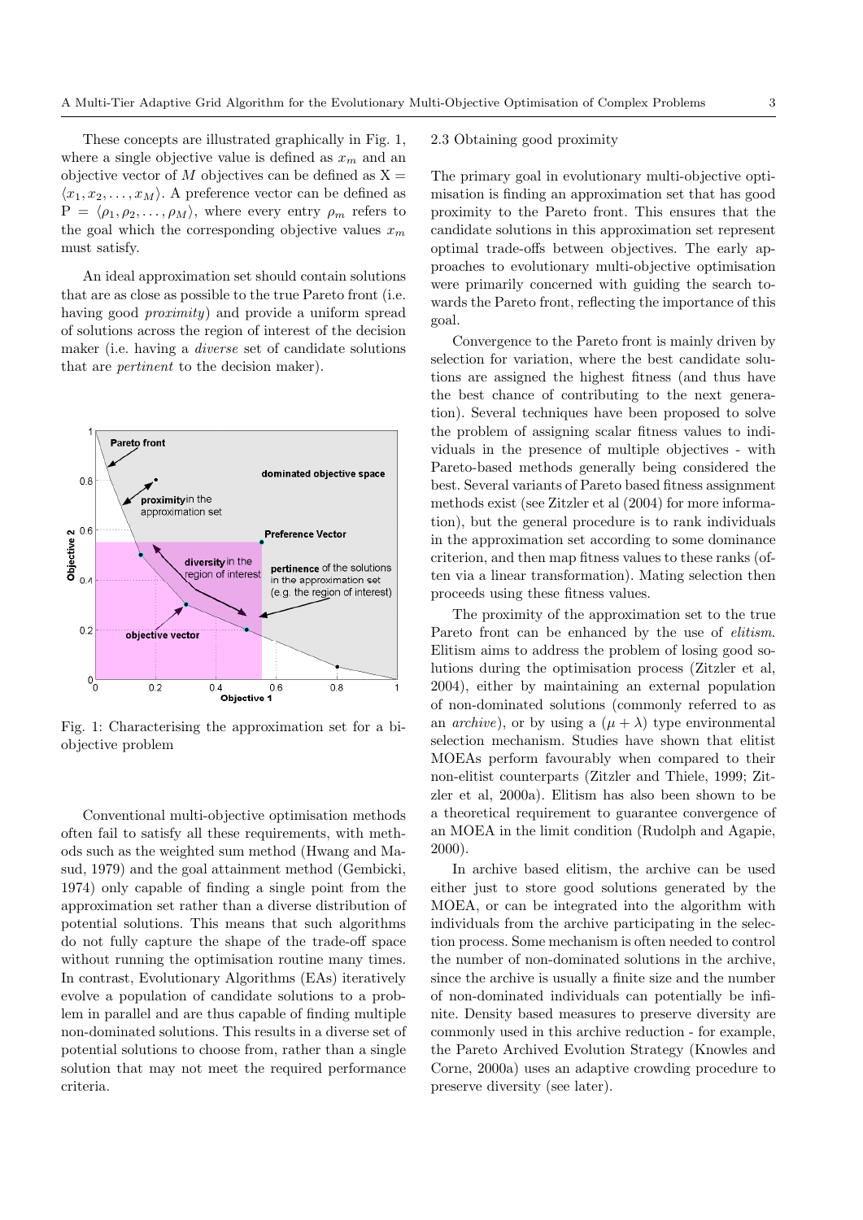These concepts are illustrated graphically in Fig. 1, where a single objective value is defined as $x_m$ and an objective vector of $M$ objectives can be defined as $\mathrm{X} = \langle x_1, x_2, \ldots, x_M \rangle$. A preference vector can be defined as $\mathrm{P} = \langle \rho_1, \rho_2, \ldots, \rho_M \rangle$, where every entry $\rho_m$ refers to the goal which the corresponding objective values $x_m$ must satisfy.

An ideal approximation set should contain solutions that are as close as possible to the true Pareto front (i.e. having good *proximity*) and provide a uniform spread of solutions across the region of interest of the decision maker (i.e. having a *diverse* set of candidate solutions that are *pertinent* to the decision maker).

Pareto front
dominated objective space
proximity in the approximation set
Preference Vector
diversity in the region of interest
pertinence of the solutions in the approximation set (e.g. the region of interest)
objective vector
Objective 2
Objective 1
0
0.2
0.4
0.6
0.8
1

Fig. 1: Characterising the approximation set for a bi-objective problem

Conventional multi-objective optimisation methods often fail to satisfy all these requirements, with methods such as the weighted sum method (Hwang and Masud, 1979) and the goal attainment method (Gembicki, 1974) only capable of finding a single point from the approximation set rather than a diverse distribution of potential solutions. This means that such algorithms do not fully capture the shape of the trade-off space without running the optimisation routine many times. In contrast, Evolutionary Algorithms (EAs) iteratively evolve a population of candidate solutions to a problem in parallel and are thus capable of finding multiple non-dominated solutions. This results in a diverse set of potential solutions to choose from, rather than a single solution that may not meet the required performance criteria.

### 2.3 Obtaining good proximity

The primary goal in evolutionary multi-objective optimisation is finding an approximation set that has good proximity to the Pareto front. This ensures that the candidate solutions in this approximation set represent optimal trade-offs between objectives. The early approaches to evolutionary multi-objective optimisation were primarily concerned with guiding the search towards the Pareto front, reflecting the importance of this goal.

Convergence to the Pareto front is mainly driven by selection for variation, where the best candidate solutions are assigned the highest fitness (and thus have the best chance of contributing to the next generation). Several techniques have been proposed to solve the problem of assigning scalar fitness values to individuals in the presence of multiple objectives - with Pareto-based methods generally being considered the best. Several variants of Pareto based fitness assignment methods exist (see Zitzler et al (2004) for more information), but the general procedure is to rank individuals in the approximation set according to some dominance criterion, and then map fitness values to these ranks (often via a linear transformation). Mating selection then proceeds using these fitness values.

The proximity of the approximation set to the true Pareto front can be enhanced by the use of *elitism*. Elitism aims to address the problem of losing good solutions during the optimisation process (Zitzler et al, 2004), either by maintaining an external population of non-dominated solutions (commonly referred to as an *archive*), or by using a $(\mu + \lambda)$ type environmental selection mechanism. Studies have shown that elitist MOEAs perform favourably when compared to their non-elitist counterparts (Zitzler and Thiele, 1999; Zitzler et al, 2000a). Elitism has also been shown to be a theoretical requirement to guarantee convergence of an MOEA in the limit condition (Rudolph and Agapie, 2000).

In archive based elitism, the archive can be used either just to store good solutions generated by the MOEA, or can be integrated into the algorithm with individuals from the archive participating in the selection process. Some mechanism is often needed to control the number of non-dominated solutions in the archive, since the archive is usually a finite size and the number of non-dominated individuals can potentially be infinite. Density based measures to preserve diversity are commonly used in this archive reduction - for example, the Pareto Archived Evolution Strategy (Knowles and Corne, 2000a) uses an adaptive crowding procedure to preserve diversity (see later).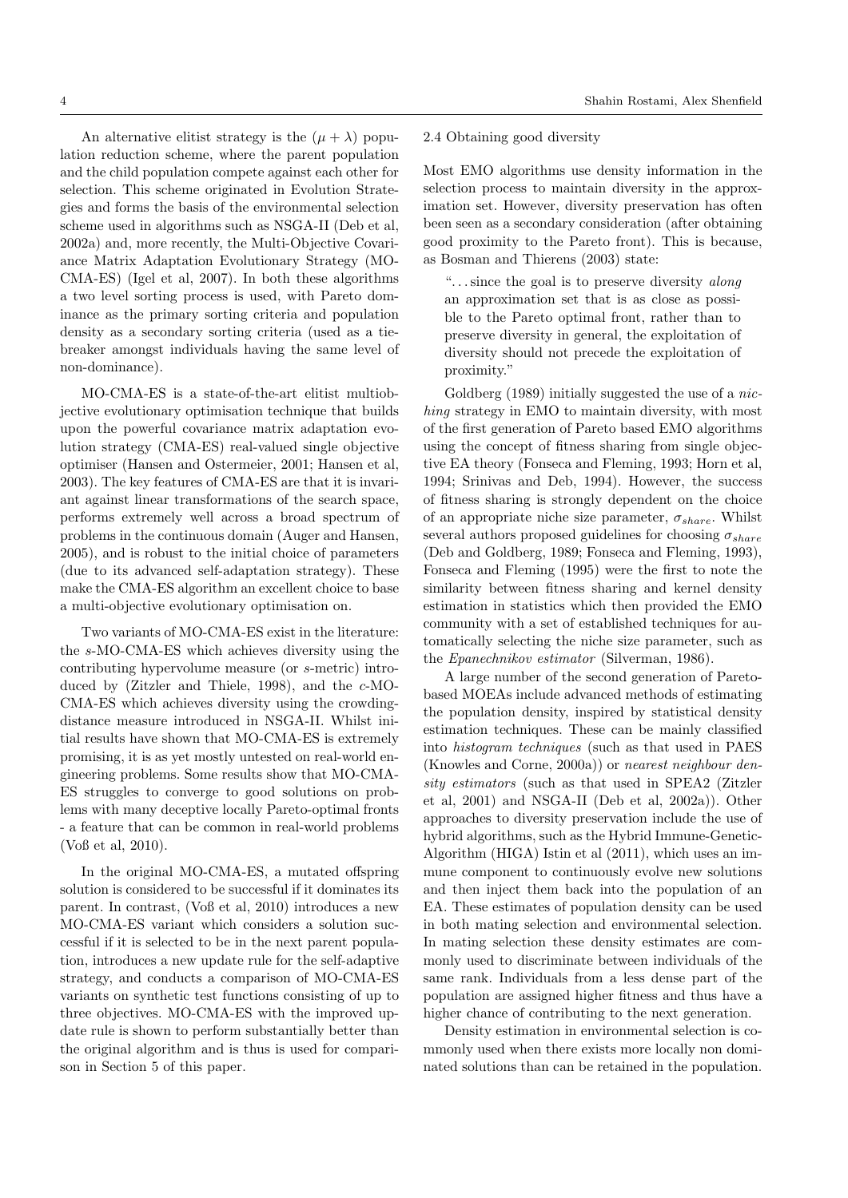An alternative elitist strategy is the $(\mu + \lambda)$ population reduction scheme, where the parent population and the child population compete against each other for selection. This scheme originated in Evolution Strategies and forms the basis of the environmental selection scheme used in algorithms such as NSGA-II (Deb et al, 2002a) and, more recently, the Multi-Objective Covariance Matrix Adaptation Evolutionary Strategy (MO-CMA-ES) (Igel et al, 2007). In both these algorithms a two level sorting process is used, with Pareto dominance as the primary sorting criteria and population density as a secondary sorting criteria (used as a tie-breaker amongst individuals having the same level of non-dominance).

MO-CMA-ES is a state-of-the-art elitist multiobjective evolutionary optimisation technique that builds upon the powerful covariance matrix adaptation evolution strategy (CMA-ES) real-valued single objective optimiser (Hansen and Ostermeier, 2001; Hansen et al, 2003). The key features of CMA-ES are that it is invariant against linear transformations of the search space, performs extremely well across a broad spectrum of problems in the continuous domain (Auger and Hansen, 2005), and is robust to the initial choice of parameters (due to its advanced self-adaptation strategy). These make the CMA-ES algorithm an excellent choice to base a multi-objective evolutionary optimisation on.

Two variants of MO-CMA-ES exist in the literature: the *s*-MO-CMA-ES which achieves diversity using the contributing hypervolume measure (or *s*-metric) introduced by (Zitzler and Thiele, 1998), and the *c*-MO-CMA-ES which achieves diversity using the crowding-distance measure introduced in NSGA-II. Whilst initial results have shown that MO-CMA-ES is extremely promising, it is as yet mostly untested on real-world engineering problems. Some results show that MO-CMA-ES struggles to converge to good solutions on problems with many deceptive locally Pareto-optimal fronts - a feature that can be common in real-world problems (Voß et al, 2010).

In the original MO-CMA-ES, a mutated offspring solution is considered to be successful if it dominates its parent. In contrast, (Voß et al, 2010) introduces a new MO-CMA-ES variant which considers a solution successful if it is selected to be in the next parent population, introduces a new update rule for the self-adaptive strategy, and conducts a comparison of MO-CMA-ES variants on synthetic test functions consisting of up to three objectives. MO-CMA-ES with the improved update rule is shown to perform substantially better than the original algorithm and is thus is used for comparison in Section 5 of this paper.

### 2.4 Obtaining good diversity

Most EMO algorithms use density information in the selection process to maintain diversity in the approximation set. However, diversity preservation has often been seen as a secondary consideration (after obtaining good proximity to the Pareto front). This is because, as Bosman and Thierens (2003) state:

> "...since the goal is to preserve diversity *along* an approximation set that is as close as possible to the Pareto optimal front, rather than to preserve diversity in general, the exploitation of diversity should not precede the exploitation of proximity."

Goldberg (1989) initially suggested the use of a *niching* strategy in EMO to maintain diversity, with most of the first generation of Pareto based EMO algorithms using the concept of fitness sharing from single objective EA theory (Fonseca and Fleming, 1993; Horn et al, 1994; Srinivas and Deb, 1994). However, the success of fitness sharing is strongly dependent on the choice of an appropriate niche size parameter, $\sigma_{share}$. Whilst several authors proposed guidelines for choosing $\sigma_{share}$ (Deb and Goldberg, 1989; Fonseca and Fleming, 1993), Fonseca and Fleming (1995) were the first to note the similarity between fitness sharing and kernel density estimation in statistics which then provided the EMO community with a set of established techniques for automatically selecting the niche size parameter, such as the *Epanechnikov estimator* (Silverman, 1986).

A large number of the second generation of Pareto-based MOEAs include advanced methods of estimating the population density, inspired by statistical density estimation techniques. These can be mainly classified into *histogram techniques* (such as that used in PAES (Knowles and Corne, 2000a)) or *nearest neighbour density estimators* (such as that used in SPEA2 (Zitzler et al, 2001) and NSGA-II (Deb et al, 2002a)). Other approaches to diversity preservation include the use of hybrid algorithms, such as the Hybrid Immune-Genetic-Algorithm (HIGA) Istin et al (2011), which uses an immune component to continuously evolve new solutions and then inject them back into the population of an EA. These estimates of population density can be used in both mating selection and environmental selection. In mating selection these density estimates are commonly used to discriminate between individuals of the same rank. Individuals from a less dense part of the population are assigned higher fitness and thus have a higher chance of contributing to the next generation.

Density estimation in environmental selection is commonly used when there exists more locally non dominated solutions than can be retained in the population.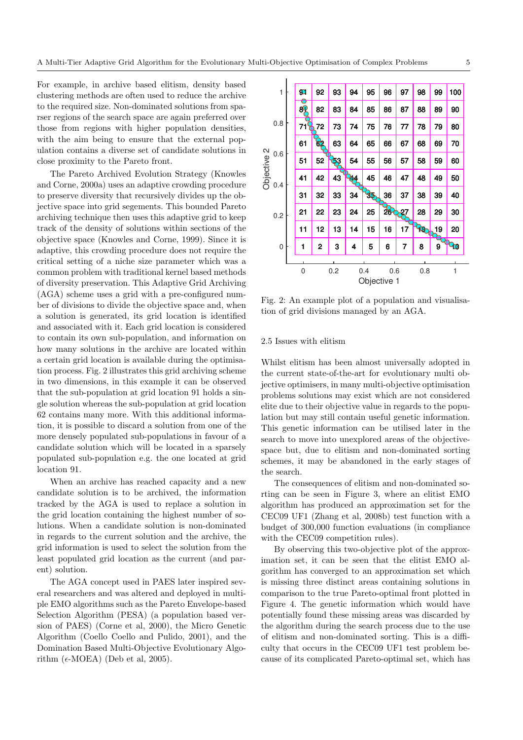For example, in archive based elitism, density based clustering methods are often used to reduce the archive to the required size. Non-dominated solutions from sparser regions of the search space are again preferred over those from regions with higher population densities, with the aim being to ensure that the external population contains a diverse set of candidate solutions in close proximity to the Pareto front.

The Pareto Archived Evolution Strategy (Knowles and Corne, 2000a) uses an adaptive crowding procedure to preserve diversity that recursively divides up the objective space into grid segements. This bounded Pareto archiving technique then uses this adaptive grid to keep track of the density of solutions within sections of the objective space (Knowles and Corne, 1999). Since it is adaptive, this crowding procedure does not require the critical setting of a niche size parameter which was a common problem with traditional kernel based methods of diversity preservation. This Adaptive Grid Archiving (AGA) scheme uses a grid with a pre-configured number of divisions to divide the objective space and, when a solution is generated, its grid location is identified and associated with it. Each grid location is considered to contain its own sub-population, and information on how many solutions in the archive are located within a certain grid location is available during the optimisation process. Fig. 2 illustrates this grid archiving scheme in two dimensions, in this example it can be observed that the sub-population at grid location 91 holds a single solution whereas the sub-population at grid location 62 contains many more. With this additional information, it is possible to discard a solution from one of the more densely populated sub-populations in favour of a candidate solution which will be located in a sparsely populated sub-population e.g. the one located at grid location 91.

When an archive has reached capacity and a new candidate solution is to be archived, the information tracked by the AGA is used to replace a solution in the grid location containing the highest number of solutions. When a candidate solution is non-dominated in regards to the current solution and the archive, the grid information is used to select the solution from the least populated grid location as the current (and parent) solution.

The AGA concept used in PAES later inspired several researchers and was altered and deployed in multiple EMO algorithms such as the Pareto Envelope-based Selection Algorithm (PESA) (a population based version of PAES) (Corne et al, 2000), the Micro Genetic Algorithm (Coello Coello and Pulido, 2001), and the Domination Based Multi-Objective Evolutionary Algorithm ($\epsilon$-MOEA) (Deb et al, 2005).

Fig. 2: An example plot of a population and visualisation of grid divisions managed by an AGA.

## 2.5 Issues with elitism

Whilst elitism has been almost universally adopted in the current state-of-the-art for evolutionary multi objective optimisers, in many multi-objective optimisation problems solutions may exist which are not considered elite due to their objective value in regards to the population but may still contain useful genetic information. This genetic information can be utilised later in the search to move into unexplored areas of the objective-space but, due to elitism and non-dominated sorting schemes, it may be abandoned in the early stages of the search.

The consequences of elitism and non-dominated sorting can be seen in Figure 3, where an elitist EMO algorithm has produced an approximation set for the CEC09 UF1 (Zhang et al, 2008b) test function with a budget of 300,000 function evaluations (in compliance with the CEC09 competition rules).

By observing this two-objective plot of the approximation set, it can be seen that the elitist EMO algorithm has converged to an approximation set which is missing three distinct areas containing solutions in comparison to the true Pareto-optimal front plotted in Figure 4. The genetic information which would have potentially found these missing areas was discarded by the algorithm during the search process due to the use of elitism and non-dominated sorting. This is a difficulty that occurs in the CEC09 UF1 test problem because of its complicated Pareto-optimal set, which has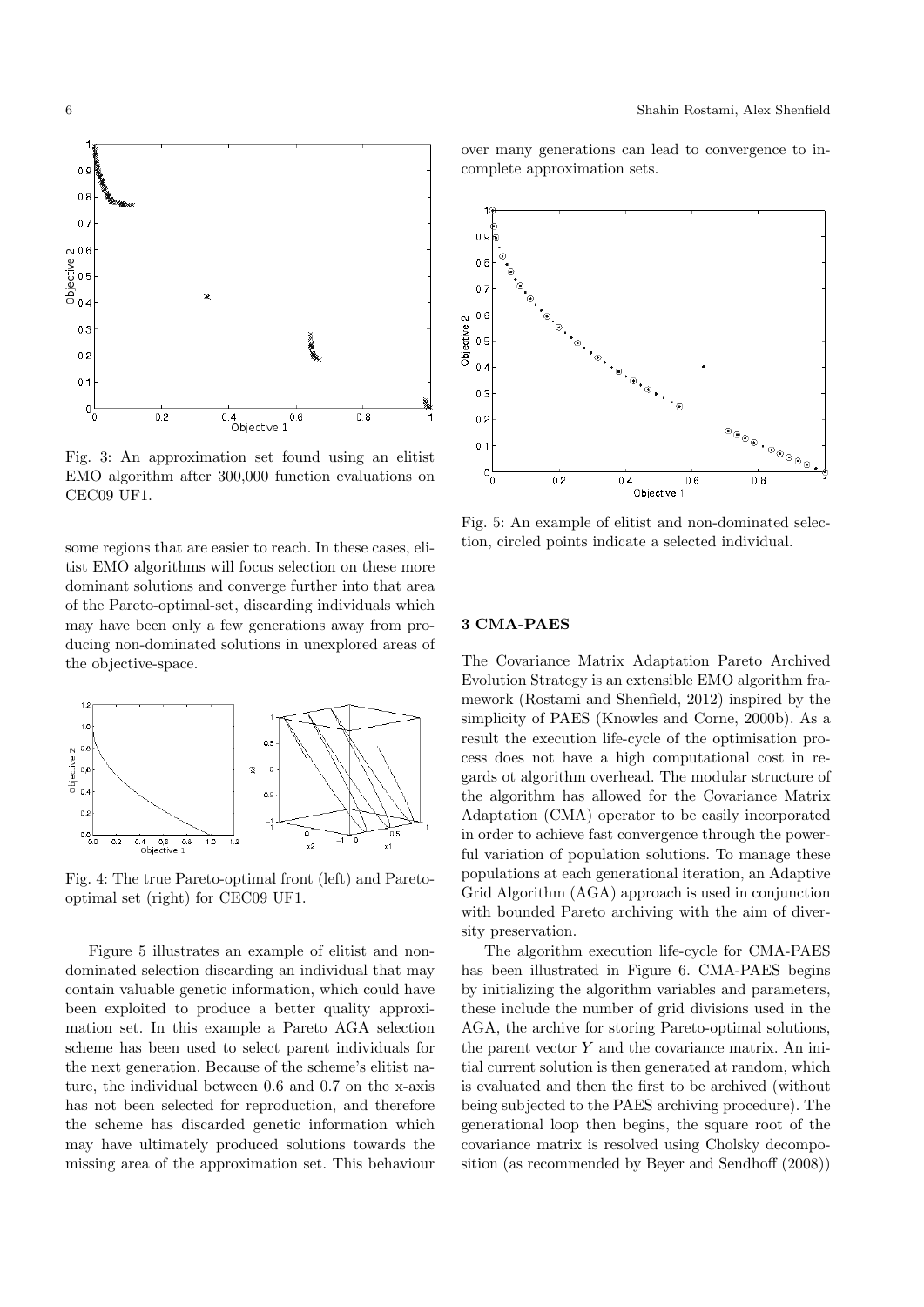Fig. 3: An approximation set found using an elitist EMO algorithm after 300,000 function evaluations on CEC09 UF1.

some regions that are easier to reach. In these cases, elitist EMO algorithms will focus selection on these more dominant solutions and converge further into that area of the Pareto-optimal-set, discarding individuals which may have been only a few generations away from producing non-dominated solutions in unexplored areas of the objective-space.

Fig. 4: The true Pareto-optimal front (left) and Pareto-optimal set (right) for CEC09 UF1.

Figure 5 illustrates an example of elitist and non-dominated selection discarding an individual that may contain valuable genetic information, which could have been exploited to produce a better quality approximation set. In this example a Pareto AGA selection scheme has been used to select parent individuals for the next generation. Because of the scheme's elitist nature, the individual between 0.6 and 0.7 on the x-axis has not been selected for reproduction, and therefore the scheme has discarded genetic information which may have ultimately produced solutions towards the missing area of the approximation set. This behaviour over many generations can lead to convergence to incomplete approximation sets.

Fig. 5: An example of elitist and non-dominated selection, circled points indicate a selected individual.

## 3 CMA-PAES

The Covariance Matrix Adaptation Pareto Archived Evolution Strategy is an extensible EMO algorithm framework (Rostami and Shenfield, 2012) inspired by the simplicity of PAES (Knowles and Corne, 2000b). As a result the execution life-cycle of the optimisation process does not have a high computational cost in regards ot algorithm overhead. The modular structure of the algorithm has allowed for the Covariance Matrix Adaptation (CMA) operator to be easily incorporated in order to achieve fast convergence through the powerful variation of population solutions. To manage these populations at each generational iteration, an Adaptive Grid Algorithm (AGA) approach is used in conjunction with bounded Pareto archiving with the aim of diversity preservation.

The algorithm execution life-cycle for CMA-PAES has been illustrated in Figure 6. CMA-PAES begins by initializing the algorithm variables and parameters, these include the number of grid divisions used in the AGA, the archive for storing Pareto-optimal solutions, the parent vector $Y$ and the covariance matrix. An initial current solution is then generated at random, which is evaluated and then the first to be archived (without being subjected to the PAES archiving procedure). The generational loop then begins, the square root of the covariance matrix is resolved using Cholsky decomposition (as recommended by Beyer and Sendhoff (2008))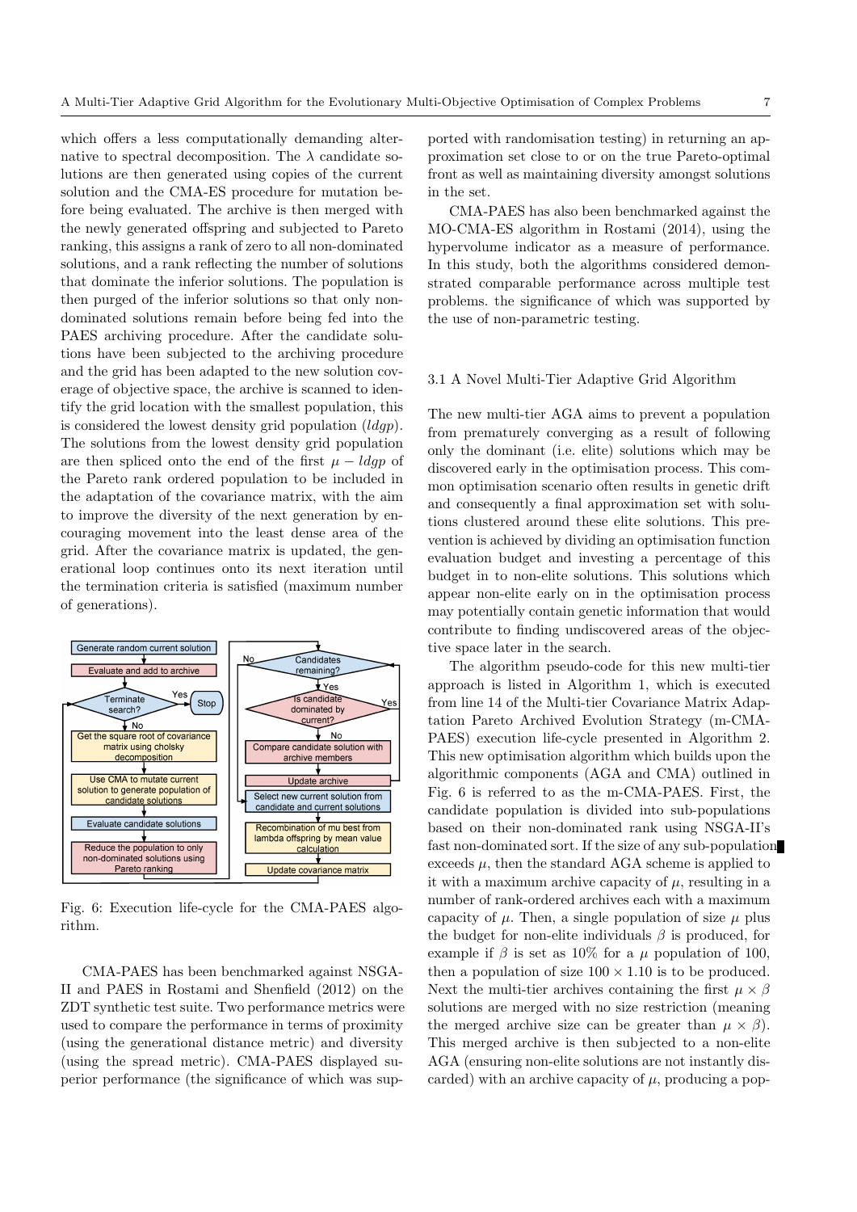which offers a less computationally demanding alternative to spectral decomposition. The $\lambda$ candidate solutions are then generated using copies of the current solution and the CMA-ES procedure for mutation before being evaluated. The archive is then merged with the newly generated offspring and subjected to Pareto ranking, this assigns a rank of zero to all non-dominated solutions, and a rank reflecting the number of solutions that dominate the inferior solutions. The population is then purged of the inferior solutions so that only non-dominated solutions remain before being fed into the PAES archiving procedure. After the candidate solutions have been subjected to the archiving procedure and the grid has been adapted to the new solution coverage of objective space, the archive is scanned to identify the grid location with the smallest population, this is considered the lowest density grid population (*ldgp*). The solutions from the lowest density grid population are then spliced onto the end of the first $\mu - ldgp$ of the Pareto rank ordered population to be included in the adaptation of the covariance matrix, with the aim to improve the diversity of the next generation by encouraging movement into the least dense area of the grid. After the covariance matrix is updated, the generational loop continues onto its next iteration until the termination criteria is satisfied (maximum number of generations).

Generate random current solution

Evaluate and add to archive

Terminate search?

Yes

Stop

No

Get the square root of covariance matrix using cholsky decomposition

Use CMA to mutate current solution to generate population of candidate solutions

Evaluate candidate solutions

Reduce the population to only non-dominated solutions using Pareto ranking

Candidates remaining?

No

Yes

Is candidate dominated by current?

Yes

No

Compare candidate solution with archive members

Update archive

Select new current solution from candidate and current solutions

Recombination of mu best from lambda offspring by mean value calculation

Update covariance matrix

Fig. 6: Execution life-cycle for the CMA-PAES algorithm.

CMA-PAES has been benchmarked against NSGA-II and PAES in Rostami and Shenfield (2012) on the ZDT synthetic test suite. Two performance metrics were used to compare the performance in terms of proximity (using the generational distance metric) and diversity (using the spread metric). CMA-PAES displayed superior performance (the significance of which was supported with randomisation testing) in returning an approximation set close to or on the true Pareto-optimal front as well as maintaining diversity amongst solutions in the set.

CMA-PAES has also been benchmarked against the MO-CMA-ES algorithm in Rostami (2014), using the hypervolume indicator as a measure of performance. In this study, both the algorithms considered demonstrated comparable performance across multiple test problems. the significance of which was supported by the use of non-parametric testing.

### 3.1 A Novel Multi-Tier Adaptive Grid Algorithm

The new multi-tier AGA aims to prevent a population from prematurely converging as a result of following only the dominant (i.e. elite) solutions which may be discovered early in the optimisation process. This common optimisation scenario often results in genetic drift and consequently a final approximation set with solutions clustered around these elite solutions. This prevention is achieved by dividing an optimisation function evaluation budget and investing a percentage of this budget in to non-elite solutions. This solutions which appear non-elite early on in the optimisation process may potentially contain genetic information that would contribute to finding undiscovered areas of the objective space later in the search.

The algorithm pseudo-code for this new multi-tier approach is listed in Algorithm 1, which is executed from line 14 of the Multi-tier Covariance Matrix Adaptation Pareto Archived Evolution Strategy (m-CMA-PAES) execution life-cycle presented in Algorithm 2. This new optimisation algorithm which builds upon the algorithmic components (AGA and CMA) outlined in Fig. 6 is referred to as the m-CMA-PAES. First, the candidate population is divided into sub-populations based on their non-dominated rank using NSGA-II's fast non-dominated sort. If the size of any sub-population exceeds $\mu$, then the standard AGA scheme is applied to it with a maximum archive capacity of $\mu$, resulting in a number of rank-ordered archives each with a maximum capacity of $\mu$. Then, a single population of size $\mu$ plus the budget for non-elite individuals $\beta$ is produced, for example if $\beta$ is set as 10% for a $\mu$ population of 100, then a population of size $100 \times 1.10$ is to be produced. Next the multi-tier archives containing the first $\mu \times \beta$ solutions are merged with no size restriction (meaning the merged archive size can be greater than $\mu \times \beta$). This merged archive is then subjected to a non-elite AGA (ensuring non-elite solutions are not instantly discarded) with an archive capacity of $\mu$, producing a pop-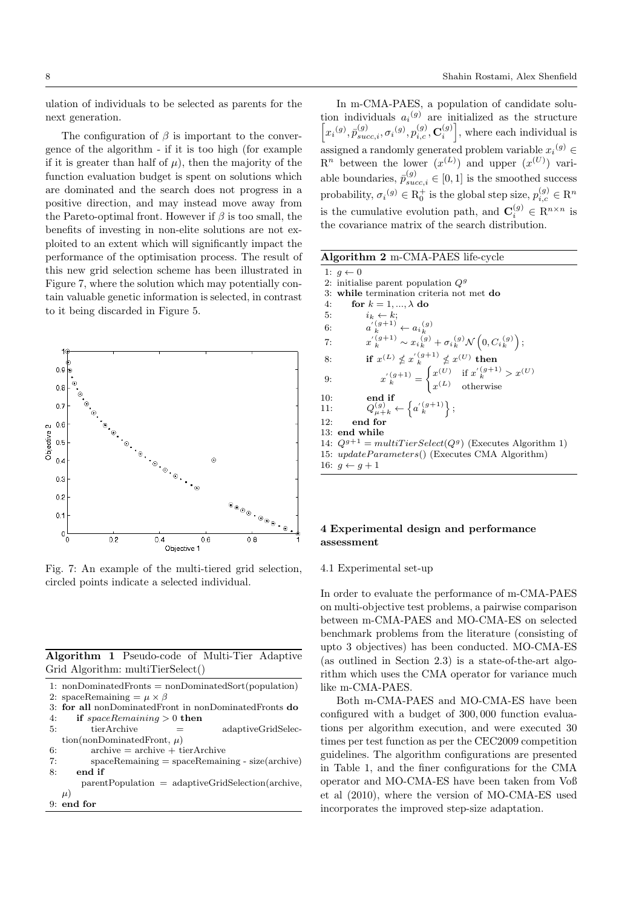ulation of individuals to be selected as parents for the next generation.

The configuration of $\beta$ is important to the convergence of the algorithm - if it is too high (for example if it is greater than half of $\mu$), then the majority of the function evaluation budget is spent on solutions which are dominated and the search does not progress in a positive direction, and may instead move away from the Pareto-optimal front. However if $\beta$ is too small, the benefits of investing in non-elite solutions are not exploited to an extent which will significantly impact the performance of the optimisation process. The result of this new grid selection scheme has been illustrated in Figure 7, where the solution which may potentially contain valuable genetic information is selected, in contrast to it being discarded in Figure 5.

Fig. 7: An example of the multi-tiered grid selection, circled points indicate a selected individual.

**Algorithm 1** Pseudo-code of Multi-Tier Adaptive Grid Algorithm: multiTierSelect()

```
1: nonDominatedFronts = nonDominatedSort(population)
2: spaceRemaining = μ × β
3: for all nonDominatedFront in nonDominatedFronts do
4:     if spaceRemaining > 0 then
5:         tierArchive = adaptiveGridSelection(nonDominatedFront, μ)
6:         archive = archive + tierArchive
7:         spaceRemaining = spaceRemaining - size(archive)
8:     end if
       parentPopulation = adaptiveGridSelection(archive, μ)
9: end for
```

In m-CMA-PAES, a population of candidate solution individuals ${a_i}^{(g)}$ are initialized as the structure $\left[{x_i}^{(g)}, \bar{p}^{(g)}_{succ,i}, {\sigma_i}^{(g)}, p^{(g)}_{i,c}, \mathbf{C}^{(g)}_i\right]$, where each individual is assigned a randomly generated problem variable ${x_i}^{(g)} \in \mathrm{R}^n$ between the lower $(x^{(L)})$ and upper $(x^{(U)})$ variable boundaries, $\bar{p}^{(g)}_{succ,i} \in [0,1]$ is the smoothed success probability, ${\sigma_i}^{(g)} \in \mathrm{R}^+_0$ is the global step size, $p^{(g)}_{i,c} \in \mathrm{R}^n$ is the cumulative evolution path, and $\mathbf{C}^{(g)}_i \in \mathrm{R}^{n \times n}$ is the covariance matrix of the search distribution.

**Algorithm 2** m-CMA-PAES life-cycle

1: $g \leftarrow 0$
2: initialise parent population $Q^g$
3: **while** termination criteria not met **do**
4: &nbsp;&nbsp;&nbsp;&nbsp;**for** $k = 1, ..., \lambda$ **do**
5: &nbsp;&nbsp;&nbsp;&nbsp;&nbsp;&nbsp;&nbsp;&nbsp;$i_k \leftarrow k$;
6: &nbsp;&nbsp;&nbsp;&nbsp;&nbsp;&nbsp;&nbsp;&nbsp;${a'}_k^{(g+1)} \leftarrow {a_{i_k}}^{(g)}$
7: &nbsp;&nbsp;&nbsp;&nbsp;&nbsp;&nbsp;&nbsp;&nbsp;${x'}_k^{(g+1)} \sim {x_{i_k}}^{(g)} + {\sigma_{i_k}}^{(g)} \mathcal{N}\left(0, {C_{i_k}}^{(g)}\right)$;
8: &nbsp;&nbsp;&nbsp;&nbsp;&nbsp;&nbsp;&nbsp;&nbsp;**if** $x^{(L)} \nleq {x'}_k^{(g+1)} \nleq x^{(U)}$ **then**
9: &nbsp;&nbsp;&nbsp;&nbsp;&nbsp;&nbsp;&nbsp;&nbsp;&nbsp;&nbsp;&nbsp;&nbsp;${x'}_k^{(g+1)} = \begin{cases} x^{(U)} & \text{if } {x'}_k^{(g+1)} > x^{(U)} \\ x^{(L)} & \text{otherwise} \end{cases}$
10: &nbsp;&nbsp;&nbsp;&nbsp;&nbsp;&nbsp;&nbsp;&nbsp;**end if**
11: &nbsp;&nbsp;&nbsp;&nbsp;&nbsp;&nbsp;&nbsp;&nbsp;$Q^{(g)}_{\mu+k} \leftarrow \left\{{a'}_k^{(g+1)}\right\}$;
12: &nbsp;&nbsp;&nbsp;&nbsp;**end for**
13: **end while**
14: $Q^{g+1} = multiTierSelect(Q^g)$ (Executes Algorithm 1)
15: $updateParameters()$ (Executes CMA Algorithm)
16: $g \leftarrow g + 1$

## 4 Experimental design and performance assessment

### 4.1 Experimental set-up

In order to evaluate the performance of m-CMA-PAES on multi-objective test problems, a pairwise comparison between m-CMA-PAES and MO-CMA-ES on selected benchmark problems from the literature (consisting of upto 3 objectives) has been conducted. MO-CMA-ES (as outlined in Section 2.3) is a state-of-the-art algorithm which uses the CMA operator for variance much like m-CMA-PAES.

Both m-CMA-PAES and MO-CMA-ES have been configured with a budget of 300,000 function evaluations per algorithm execution, and were executed 30 times per test function as per the CEC2009 competition guidelines. The algorithm configurations are presented in Table 1, and the finer configurations for the CMA operator and MO-CMA-ES have been taken from Voß et al (2010), where the version of MO-CMA-ES used incorporates the improved step-size adaptation.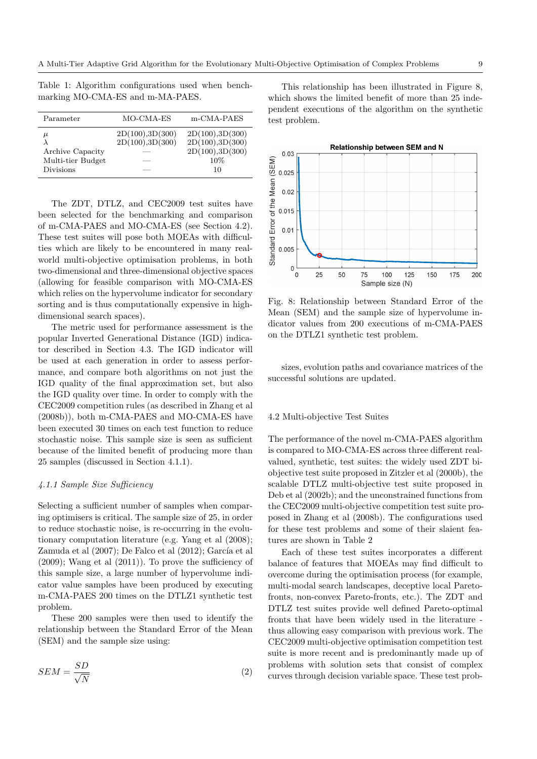Table 1: Algorithm configurations used when benchmarking MO-CMA-ES and m-MA-PAES.

| Parameter | MO-CMA-ES | m-CMA-PAES |
|---|---|---|
| $\mu$ | 2D(100),3D(300) | 2D(100),3D(300) |
| $\lambda$ | 2D(100),3D(300) | 2D(100),3D(300) |
| Archive Capacity | — | 2D(100),3D(300) |
| Multi-tier Budget | — | 10% |
| Divisions | — | 10 |

The ZDT, DTLZ, and CEC2009 test suites have been selected for the benchmarking and comparison of m-CMA-PAES and MO-CMA-ES (see Section 4.2). These test suites will pose both MOEAs with difficulties which are likely to be encountered in many real-world multi-objective optimisation problems, in both two-dimensional and three-dimensional objective spaces (allowing for feasible comparison with MO-CMA-ES which relies on the hypervolume indicator for secondary sorting and is thus computationally expensive in high-dimensional search spaces).

The metric used for performance assessment is the popular Inverted Generational Distance (IGD) indicator described in Section 4.3. The IGD indicator will be used at each generation in order to assess performance, and compare both algorithms on not just the IGD quality of the final approximation set, but also the IGD quality over time. In order to comply with the CEC2009 competition rules (as described in Zhang et al (2008b)), both m-CMA-PAES and MO-CMA-ES have been executed 30 times on each test function to reduce stochastic noise. This sample size is seen as sufficient because of the limited benefit of producing more than 25 samples (discussed in Section 4.1.1).

#### *4.1.1 Sample Size Sufficiency*

Selecting a sufficient number of samples when comparing optimisers is critical. The sample size of 25, in order to reduce stochastic noise, is re-occurring in the evolutionary computation literature (e.g. Yang et al (2008); Zamuda et al (2007); De Falco et al (2012); García et al (2009); Wang et al (2011)). To prove the sufficiency of this sample size, a large number of hypervolume indicator value samples have been produced by executing m-CMA-PAES 200 times on the DTLZ1 synthetic test problem.

These 200 samples were then used to identify the relationship between the Standard Error of the Mean (SEM) and the sample size using:

$$SEM = \frac{SD}{\sqrt{N}} \tag{2}$$

This relationship has been illustrated in Figure 8, which shows the limited benefit of more than 25 independent executions of the algorithm on the synthetic test problem.

Fig. 8: Relationship between Standard Error of the Mean (SEM) and the sample size of hypervolume indicator values from 200 executions of m-CMA-PAES on the DTLZ1 synthetic test problem.

sizes, evolution paths and covariance matrices of the successful solutions are updated.

### 4.2 Multi-objective Test Suites

The performance of the novel m-CMA-PAES algorithm is compared to MO-CMA-ES across three different real-valued, synthetic, test suites: the widely used ZDT bi-objective test suite proposed in Zitzler et al (2000b), the scalable DTLZ multi-objective test suite proposed in Deb et al (2002b); and the unconstrained functions from the CEC2009 multi-objective competition test suite proposed in Zhang et al (2008b). The configurations used for these test problems and some of their slaient features are shown in Table 2

Each of these test suites incorporates a different balance of features that MOEAs may find difficult to overcome during the optimisation process (for example, multi-modal search landscapes, deceptive local Pareto-fronts, non-convex Pareto-fronts, etc.). The ZDT and DTLZ test suites provide well defined Pareto-optimal fronts that have been widely used in the literature - thus allowing easy comparison with previous work. The CEC2009 multi-objective optimisation competition test suite is more recent and is predominantly made up of problems with solution sets that consist of complex curves through decision variable space. These test prob-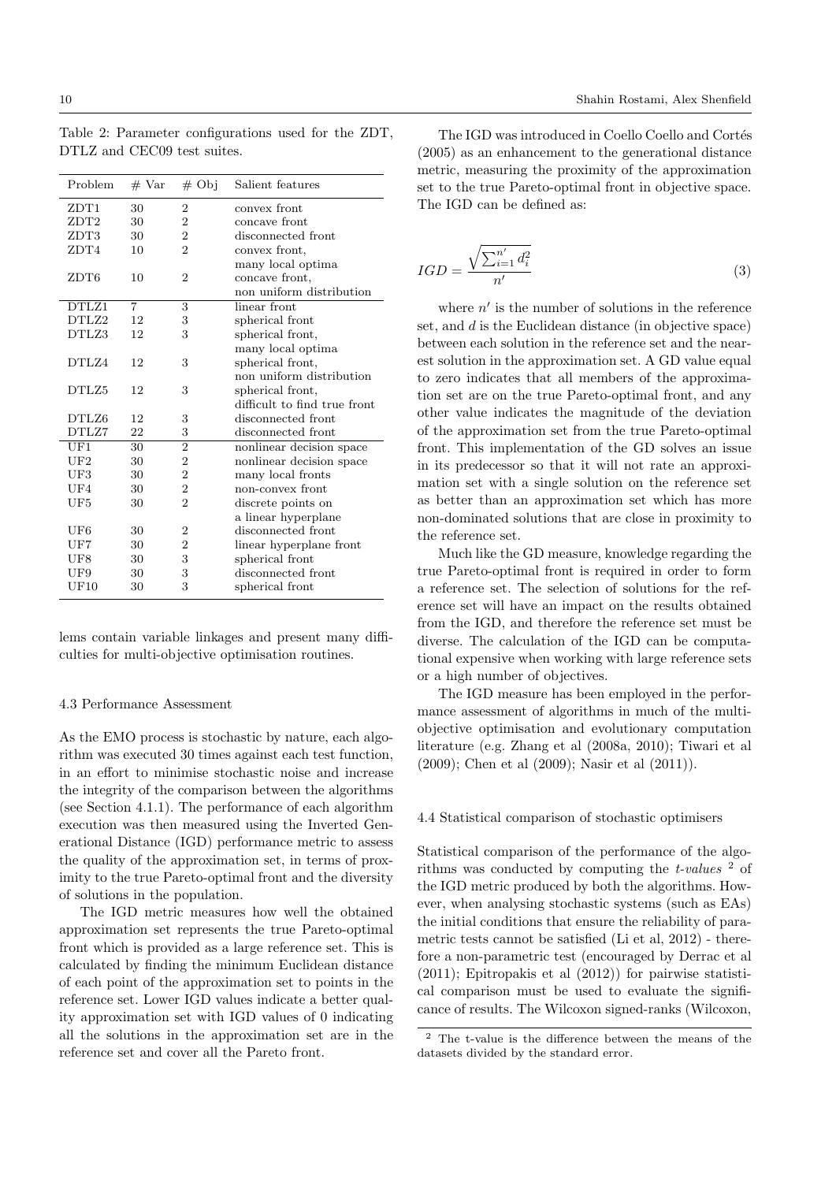Table 2: Parameter configurations used for the ZDT, DTLZ and CEC09 test suites.

| Problem | # Var | # Obj | Salient features |
|---|---|---|---|
| ZDT1 | 30 | 2 | convex front |
| ZDT2 | 30 | 2 | concave front |
| ZDT3 | 30 | 2 | disconnected front |
| ZDT4 | 10 | 2 | convex front, many local optima |
| ZDT6 | 10 | 2 | concave front, non uniform distribution |
| DTLZ1 | 7 | 3 | linear front |
| DTLZ2 | 12 | 3 | spherical front |
| DTLZ3 | 12 | 3 | spherical front, many local optima |
| DTLZ4 | 12 | 3 | spherical front, non uniform distribution |
| DTLZ5 | 12 | 3 | spherical front, difficult to find true front |
| DTLZ6 | 12 | 3 | disconnected front |
| DTLZ7 | 22 | 3 | disconnected front |
| UF1 | 30 | 2 | nonlinear decision space |
| UF2 | 30 | 2 | nonlinear decision space |
| UF3 | 30 | 2 | many local fronts |
| UF4 | 30 | 2 | non-convex front |
| UF5 | 30 | 2 | discrete points on a linear hyperplane |
| UF6 | 30 | 2 | disconnected front |
| UF7 | 30 | 2 | linear hyperplane front |
| UF8 | 30 | 3 | spherical front |
| UF9 | 30 | 3 | disconnected front |
| UF10 | 30 | 3 | spherical front |

lems contain variable linkages and present many difficulties for multi-objective optimisation routines.

### 4.3 Performance Assessment

As the EMO process is stochastic by nature, each algorithm was executed 30 times against each test function, in an effort to minimise stochastic noise and increase the integrity of the comparison between the algorithms (see Section 4.1.1). The performance of each algorithm execution was then measured using the Inverted Generational Distance (IGD) performance metric to assess the quality of the approximation set, in terms of proximity to the true Pareto-optimal front and the diversity of solutions in the population.

The IGD metric measures how well the obtained approximation set represents the true Pareto-optimal front which is provided as a large reference set. This is calculated by finding the minimum Euclidean distance of each point of the approximation set to points in the reference set. Lower IGD values indicate a better quality approximation set with IGD values of 0 indicating all the solutions in the approximation set are in the reference set and cover all the Pareto front.

The IGD was introduced in Coello Coello and Cortés (2005) as an enhancement to the generational distance metric, measuring the proximity of the approximation set to the true Pareto-optimal front in objective space. The IGD can be defined as:

$$IGD = \frac{\sqrt{\sum_{i=1}^{n'} d_i^2}}{n'} \tag{3}$$

where $n'$ is the number of solutions in the reference set, and $d$ is the Euclidean distance (in objective space) between each solution in the reference set and the nearest solution in the approximation set. A GD value equal to zero indicates that all members of the approximation set are on the true Pareto-optimal front, and any other value indicates the magnitude of the deviation of the approximation set from the true Pareto-optimal front. This implementation of the GD solves an issue in its predecessor so that it will not rate an approximation set with a single solution on the reference set as better than an approximation set which has more non-dominated solutions that are close in proximity to the reference set.

Much like the GD measure, knowledge regarding the true Pareto-optimal front is required in order to form a reference set. The selection of solutions for the reference set will have an impact on the results obtained from the IGD, and therefore the reference set must be diverse. The calculation of the IGD can be computational expensive when working with large reference sets or a high number of objectives.

The IGD measure has been employed in the performance assessment of algorithms in much of the multi-objective optimisation and evolutionary computation literature (e.g. Zhang et al (2008a, 2010); Tiwari et al (2009); Chen et al (2009); Nasir et al (2011)).

### 4.4 Statistical comparison of stochastic optimisers

Statistical comparison of the performance of the algorithms was conducted by computing the *t-values* [2] of the IGD metric produced by both the algorithms. However, when analysing stochastic systems (such as EAs) the initial conditions that ensure the reliability of parametric tests cannot be satisfied (Li et al, 2012) - therefore a non-parametric test (encouraged by Derrac et al (2011); Epitropakis et al (2012)) for pairwise statistical comparison must be used to evaluate the significance of results. The Wilcoxon signed-ranks (Wilcoxon,

[2] The t-value is the difference between the means of the datasets divided by the standard error.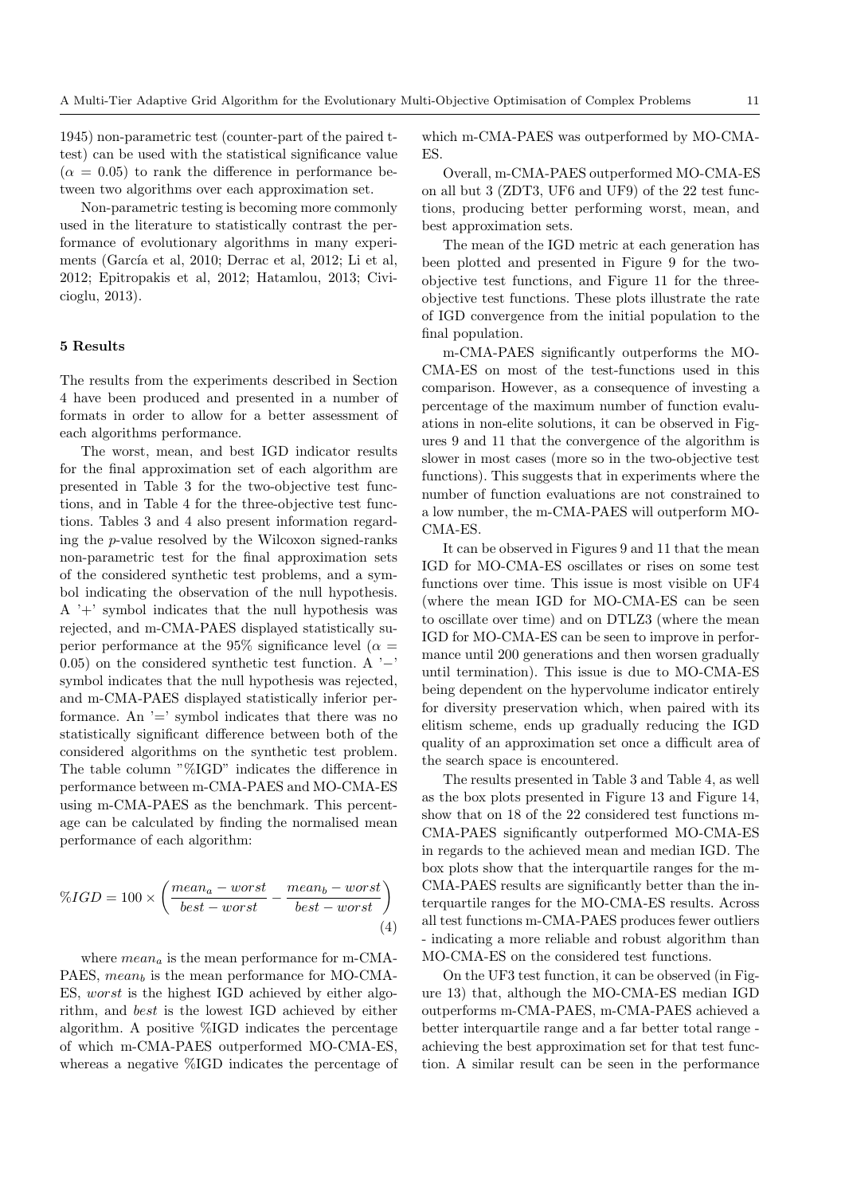1945) non-parametric test (counter-part of the paired t-test) can be used with the statistical significance value ($\alpha = 0.05$) to rank the difference in performance between two algorithms over each approximation set.

Non-parametric testing is becoming more commonly used in the literature to statistically contrast the performance of evolutionary algorithms in many experiments (García et al, 2010; Derrac et al, 2012; Li et al, 2012; Epitropakis et al, 2012; Hatamlou, 2013; Civicioglu, 2013).

## 5 Results

The results from the experiments described in Section 4 have been produced and presented in a number of formats in order to allow for a better assessment of each algorithms performance.

The worst, mean, and best IGD indicator results for the final approximation set of each algorithm are presented in Table 3 for the two-objective test functions, and in Table 4 for the three-objective test functions. Tables 3 and 4 also present information regarding the $p$-value resolved by the Wilcoxon signed-ranks non-parametric test for the final approximation sets of the considered synthetic test problems, and a symbol indicating the observation of the null hypothesis. A '+' symbol indicates that the null hypothesis was rejected, and m-CMA-PAES displayed statistically superior performance at the 95% significance level ($\alpha = 0.05$) on the considered synthetic test function. A '−' symbol indicates that the null hypothesis was rejected, and m-CMA-PAES displayed statistically inferior performance. An '=' symbol indicates that there was no statistically significant difference between both of the considered algorithms on the synthetic test problem. The table column "%IGD" indicates the difference in performance between m-CMA-PAES and MO-CMA-ES using m-CMA-PAES as the benchmark. This percentage can be calculated by finding the normalised mean performance of each algorithm:

$$\%IGD = 100 \times \left( \frac{mean_a - worst}{best - worst} - \frac{mean_b - worst}{best - worst} \right) \tag{4}$$

where $mean_a$ is the mean performance for m-CMA-PAES, $mean_b$ is the mean performance for MO-CMA-ES, $worst$ is the highest IGD achieved by either algorithm, and $best$ is the lowest IGD achieved by either algorithm. A positive %IGD indicates the percentage of which m-CMA-PAES outperformed MO-CMA-ES, whereas a negative %IGD indicates the percentage of which m-CMA-PAES was outperformed by MO-CMA-ES.

Overall, m-CMA-PAES outperformed MO-CMA-ES on all but 3 (ZDT3, UF6 and UF9) of the 22 test functions, producing better performing worst, mean, and best approximation sets.

The mean of the IGD metric at each generation has been plotted and presented in Figure 9 for the two-objective test functions, and Figure 11 for the three-objective test functions. These plots illustrate the rate of IGD convergence from the initial population to the final population.

m-CMA-PAES significantly outperforms the MO-CMA-ES on most of the test-functions used in this comparison. However, as a consequence of investing a percentage of the maximum number of function evaluations in non-elite solutions, it can be observed in Figures 9 and 11 that the convergence of the algorithm is slower in most cases (more so in the two-objective test functions). This suggests that in experiments where the number of function evaluations are not constrained to a low number, the m-CMA-PAES will outperform MO-CMA-ES.

It can be observed in Figures 9 and 11 that the mean IGD for MO-CMA-ES oscillates or rises on some test functions over time. This issue is most visible on UF4 (where the mean IGD for MO-CMA-ES can be seen to oscillate over time) and on DTLZ3 (where the mean IGD for MO-CMA-ES can be seen to improve in performance until 200 generations and then worsen gradually until termination). This issue is due to MO-CMA-ES being dependent on the hypervolume indicator entirely for diversity preservation which, when paired with its elitism scheme, ends up gradually reducing the IGD quality of an approximation set once a difficult area of the search space is encountered.

The results presented in Table 3 and Table 4, as well as the box plots presented in Figure 13 and Figure 14, show that on 18 of the 22 considered test functions m-CMA-PAES significantly outperformed MO-CMA-ES in regards to the achieved mean and median IGD. The box plots show that the interquartile ranges for the m-CMA-PAES results are significantly better than the interquartile ranges for the MO-CMA-ES results. Across all test functions m-CMA-PAES produces fewer outliers - indicating a more reliable and robust algorithm than MO-CMA-ES on the considered test functions.

On the UF3 test function, it can be observed (in Figure 13) that, although the MO-CMA-ES median IGD outperforms m-CMA-PAES, m-CMA-PAES achieved a better interquartile range and a far better total range - achieving the best approximation set for that test function. A similar result can be seen in the performance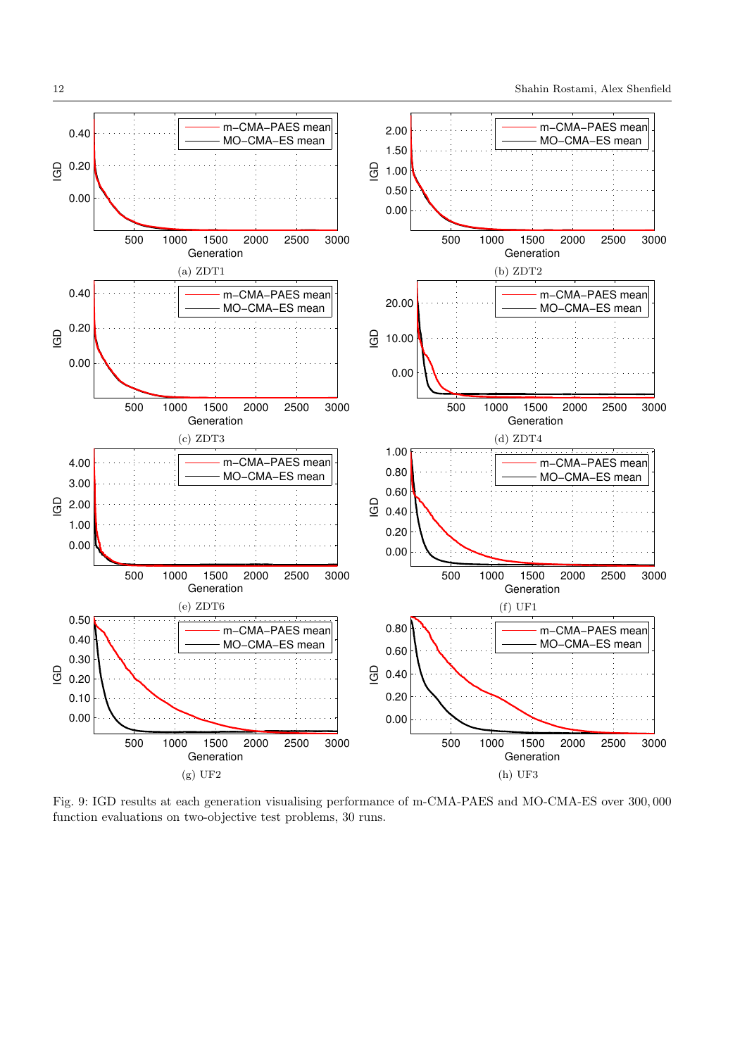Fig. 9: IGD results at each generation visualising performance of m-CMA-PAES and MO-CMA-ES over 300,000 function evaluations on two-objective test problems, 30 runs.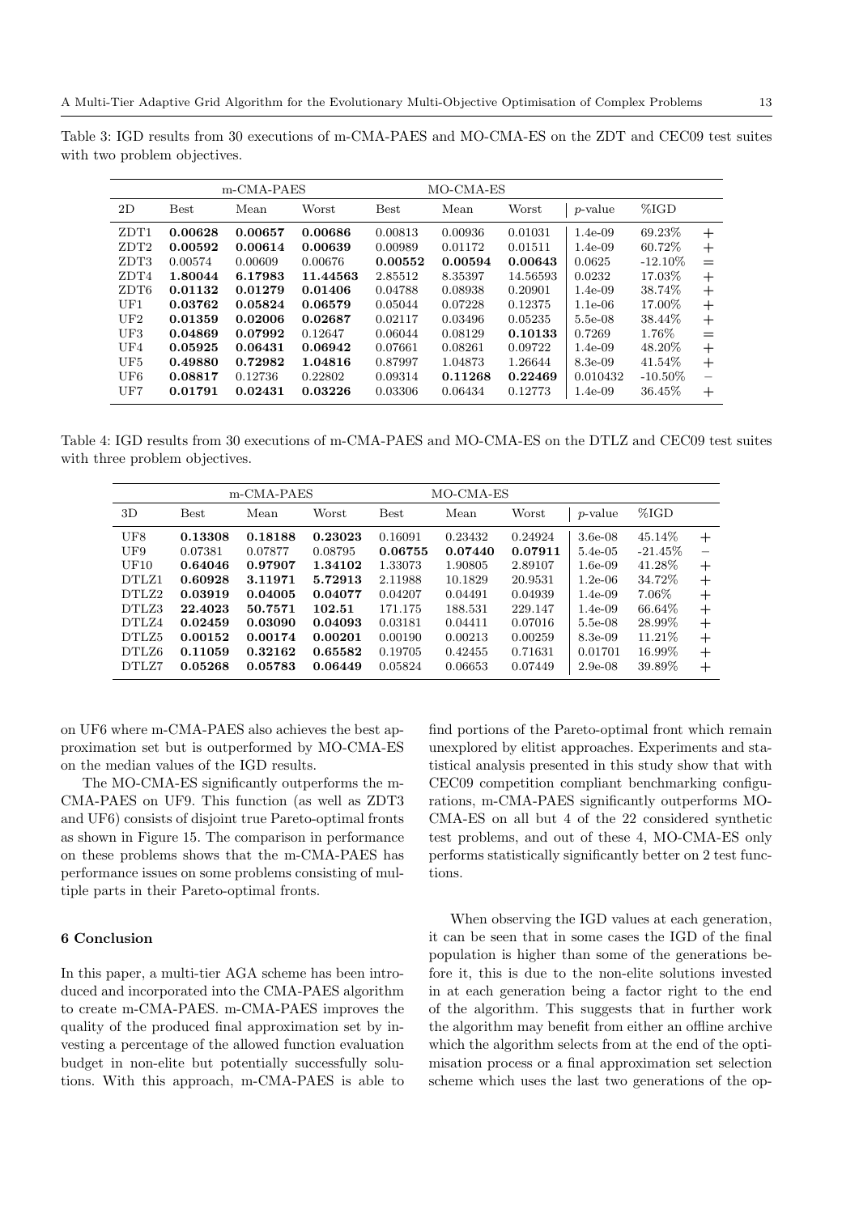Table 3: IGD results from 30 executions of m-CMA-PAES and MO-CMA-ES on the ZDT and CEC09 test suites with two problem objectives.

| | m-CMA-PAES | | | MO-CMA-ES | | | | | |
|---|---|---|---|---|---|---|---|---|---|
| 2D | Best | Mean | Worst | Best | Mean | Worst | *p*-value | %IGD | |
| ZDT1 | **0.00628** | **0.00657** | **0.00686** | 0.00813 | 0.00936 | 0.01031 | 1.4e-09 | 69.23% | + |
| ZDT2 | **0.00592** | **0.00614** | **0.00639** | 0.00989 | 0.01172 | 0.01511 | 1.4e-09 | 60.72% | + |
| ZDT3 | 0.00574 | 0.00609 | 0.00676 | **0.00552** | **0.00594** | **0.00643** | 0.0625 | -12.10% | = |
| ZDT4 | **1.80044** | **6.17983** | **11.44563** | 2.85512 | 8.35397 | 14.56593 | 0.0232 | 17.03% | + |
| ZDT6 | **0.01132** | **0.01279** | **0.01406** | 0.04788 | 0.08938 | 0.20901 | 1.4e-09 | 38.74% | + |
| UF1 | **0.03762** | **0.05824** | **0.06579** | 0.05044 | 0.07228 | 0.12375 | 1.1e-06 | 17.00% | + |
| UF2 | **0.01359** | **0.02006** | **0.02687** | 0.02117 | 0.03496 | 0.05235 | 5.5e-08 | 38.44% | + |
| UF3 | **0.04869** | **0.07992** | 0.12647 | 0.06044 | 0.08129 | **0.10133** | 0.7269 | 1.76% | = |
| UF4 | **0.05925** | **0.06431** | **0.06942** | 0.07661 | 0.08261 | 0.09722 | 1.4e-09 | 48.20% | + |
| UF5 | **0.49880** | **0.72982** | **1.04816** | 0.87997 | 1.04873 | 1.26644 | 8.3e-09 | 41.54% | + |
| UF6 | **0.08817** | 0.12736 | 0.22802 | 0.09314 | **0.11268** | **0.22469** | 0.010432 | -10.50% | − |
| UF7 | **0.01791** | **0.02431** | **0.03226** | 0.03306 | 0.06434 | 0.12773 | 1.4e-09 | 36.45% | + |

Table 4: IGD results from 30 executions of m-CMA-PAES and MO-CMA-ES on the DTLZ and CEC09 test suites with three problem objectives.

| | m-CMA-PAES | | | MO-CMA-ES | | | | | |
|---|---|---|---|---|---|---|---|---|---|
| 3D | Best | Mean | Worst | Best | Mean | Worst | *p*-value | %IGD | |
| UF8 | **0.13308** | **0.18188** | **0.23023** | 0.16091 | 0.23432 | 0.24924 | 3.6e-08 | 45.14% | + |
| UF9 | 0.07381 | 0.07877 | 0.08795 | **0.06755** | **0.07440** | **0.07911** | 5.4e-05 | -21.45% | − |
| UF10 | **0.64046** | **0.97907** | **1.34102** | 1.33073 | 1.90805 | 2.89107 | 1.6e-09 | 41.28% | + |
| DTLZ1 | **0.60928** | **3.11971** | **5.72913** | 2.11988 | 10.1829 | 20.9531 | 1.2e-06 | 34.72% | + |
| DTLZ2 | **0.03919** | **0.04005** | **0.04077** | 0.04207 | 0.04491 | 0.04939 | 1.4e-09 | 7.06% | + |
| DTLZ3 | **22.4023** | **50.7571** | **102.51** | 171.175 | 188.531 | 229.147 | 1.4e-09 | 66.64% | + |
| DTLZ4 | **0.02459** | **0.03090** | **0.04093** | 0.03181 | 0.04411 | 0.07016 | 5.5e-08 | 28.99% | + |
| DTLZ5 | **0.00152** | **0.00174** | **0.00201** | 0.00190 | 0.00213 | 0.00259 | 8.3e-09 | 11.21% | + |
| DTLZ6 | **0.11059** | **0.32162** | **0.65582** | 0.19705 | 0.42455 | 0.71631 | 0.01701 | 16.99% | + |
| DTLZ7 | **0.05268** | **0.05783** | **0.06449** | 0.05824 | 0.06653 | 0.07449 | 2.9e-08 | 39.89% | + |

on UF6 where m-CMA-PAES also achieves the best approximation set but is outperformed by MO-CMA-ES on the median values of the IGD results.

The MO-CMA-ES significantly outperforms the m-CMA-PAES on UF9. This function (as well as ZDT3 and UF6) consists of disjoint true Pareto-optimal fronts as shown in Figure 15. The comparison in performance on these problems shows that the m-CMA-PAES has performance issues on some problems consisting of multiple parts in their Pareto-optimal fronts.

## 6 Conclusion

In this paper, a multi-tier AGA scheme has been introduced and incorporated into the CMA-PAES algorithm to create m-CMA-PAES. m-CMA-PAES improves the quality of the produced final approximation set by investing a percentage of the allowed function evaluation budget in non-elite but potentially successfully solutions. With this approach, m-CMA-PAES is able to find portions of the Pareto-optimal front which remain unexplored by elitist approaches. Experiments and statistical analysis presented in this study show that with CEC09 competition compliant benchmarking configurations, m-CMA-PAES significantly outperforms MO-CMA-ES on all but 4 of the 22 considered synthetic test problems, and out of these 4, MO-CMA-ES only performs statistically significantly better on 2 test functions.

When observing the IGD values at each generation, it can be seen that in some cases the IGD of the final population is higher than some of the generations before it, this is due to the non-elite solutions invested in at each generation being a factor right to the end of the algorithm. This suggests that in further work the algorithm may benefit from either an offline archive which the algorithm selects from at the end of the optimisation process or a final approximation set selection scheme which uses the last two generations of the op-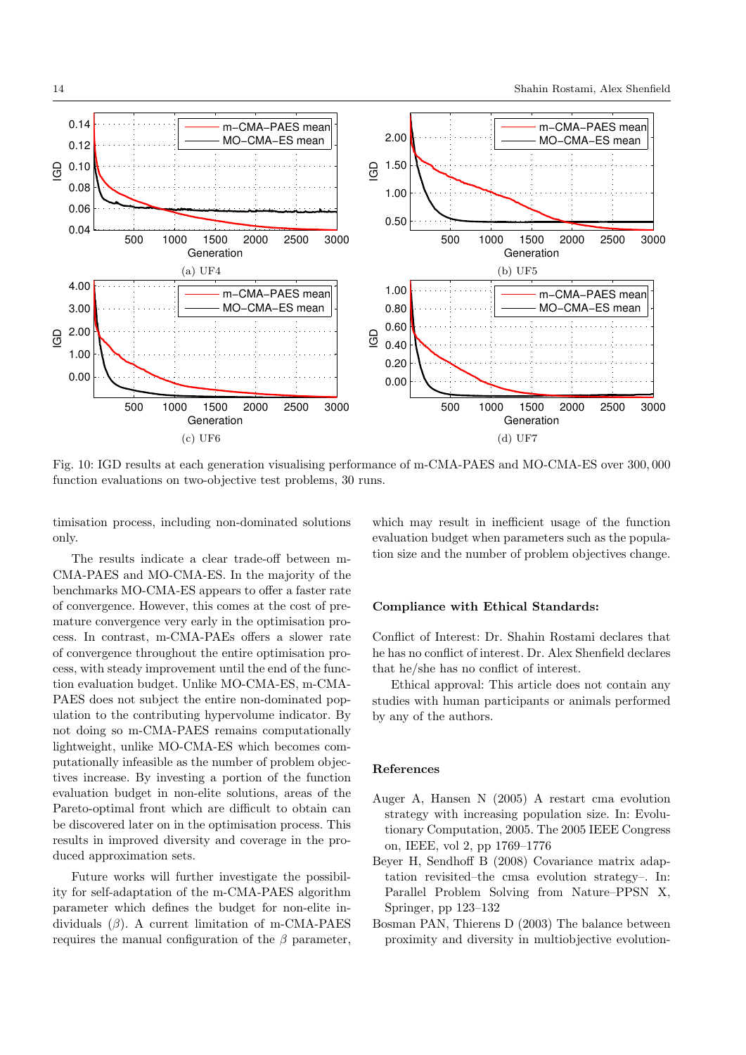Fig. 10: IGD results at each generation visualising performance of m-CMA-PAES and MO-CMA-ES over 300,000 function evaluations on two-objective test problems, 30 runs.

timisation process, including non-dominated solutions only.

The results indicate a clear trade-off between m-CMA-PAES and MO-CMA-ES. In the majority of the benchmarks MO-CMA-ES appears to offer a faster rate of convergence. However, this comes at the cost of premature convergence very early in the optimisation process. In contrast, m-CMA-PAEs offers a slower rate of convergence throughout the entire optimisation process, with steady improvement until the end of the function evaluation budget. Unlike MO-CMA-ES, m-CMA-PAES does not subject the entire non-dominated population to the contributing hypervolume indicator. By not doing so m-CMA-PAES remains computationally lightweight, unlike MO-CMA-ES which becomes computationally infeasible as the number of problem objectives increase. By investing a portion of the function evaluation budget in non-elite solutions, areas of the Pareto-optimal front which are difficult to obtain can be discovered later on in the optimisation process. This results in improved diversity and coverage in the produced approximation sets.

Future works will further investigate the possibility for self-adaptation of the m-CMA-PAES algorithm parameter which defines the budget for non-elite individuals ($\beta$). A current limitation of m-CMA-PAES requires the manual configuration of the $\beta$ parameter, which may result in inefficient usage of the function evaluation budget when parameters such as the population size and the number of problem objectives change.

### Compliance with Ethical Standards:

Conflict of Interest: Dr. Shahin Rostami declares that he has no conflict of interest. Dr. Alex Shenfield declares that he/she has no conflict of interest.

Ethical approval: This article does not contain any studies with human participants or animals performed by any of the authors.

### References

Auger A, Hansen N (2005) A restart cma evolution strategy with increasing population size. In: Evolutionary Computation, 2005. The 2005 IEEE Congress on, IEEE, vol 2, pp 1769–1776

Beyer H, Sendhoff B (2008) Covariance matrix adaptation revisited–the cmsa evolution strategy–. In: Parallel Problem Solving from Nature–PPSN X, Springer, pp 123–132

Bosman PAN, Thierens D (2003) The balance between proximity and diversity in multiobjective evolution-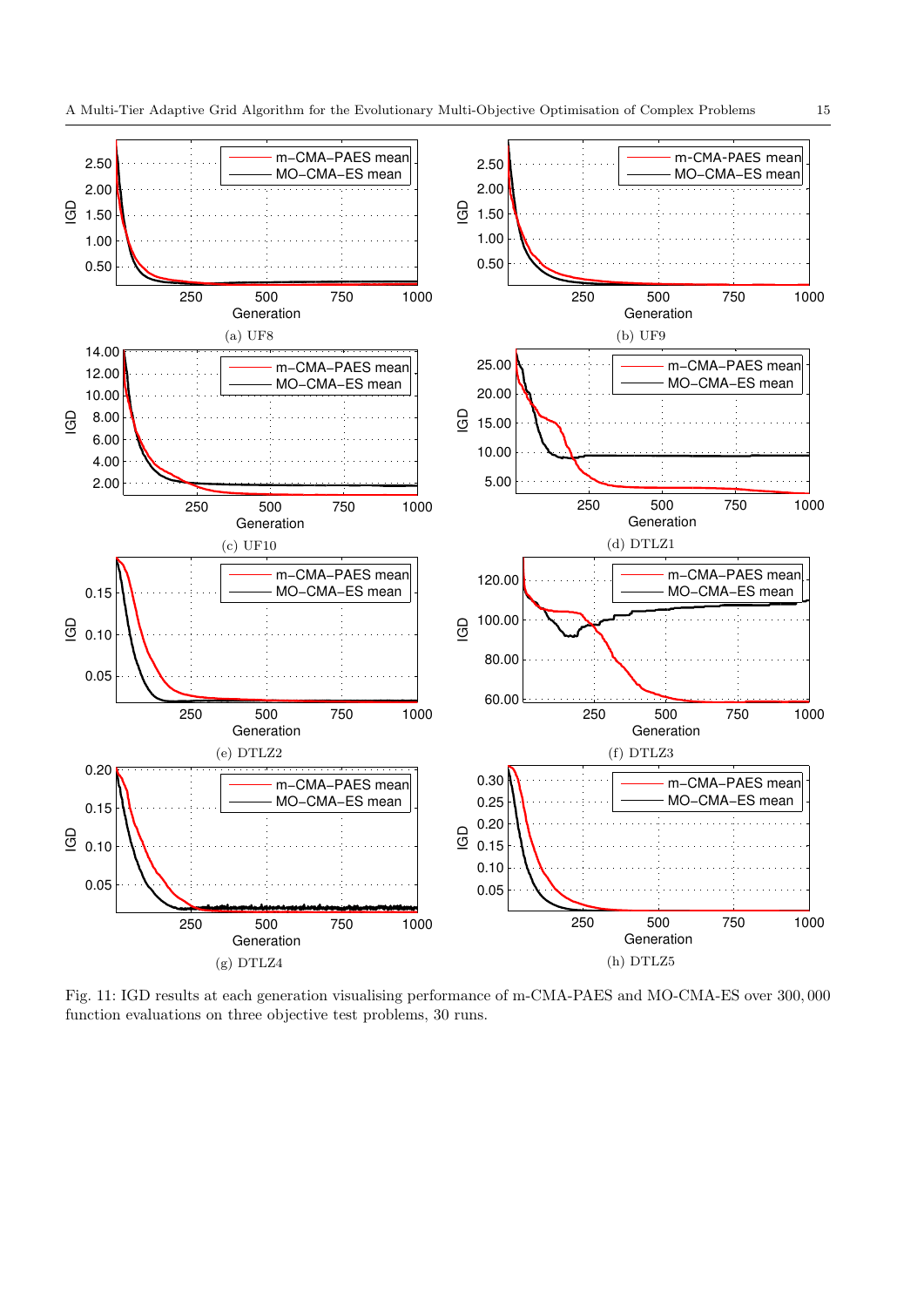(a) UF8

(b) UF9

(c) UF10

(d) DTLZ1

(e) DTLZ2

(f) DTLZ3

(g) DTLZ4

(h) DTLZ5

Fig. 11: IGD results at each generation visualising performance of m-CMA-PAES and MO-CMA-ES over 300, 000 function evaluations on three objective test problems, 30 runs.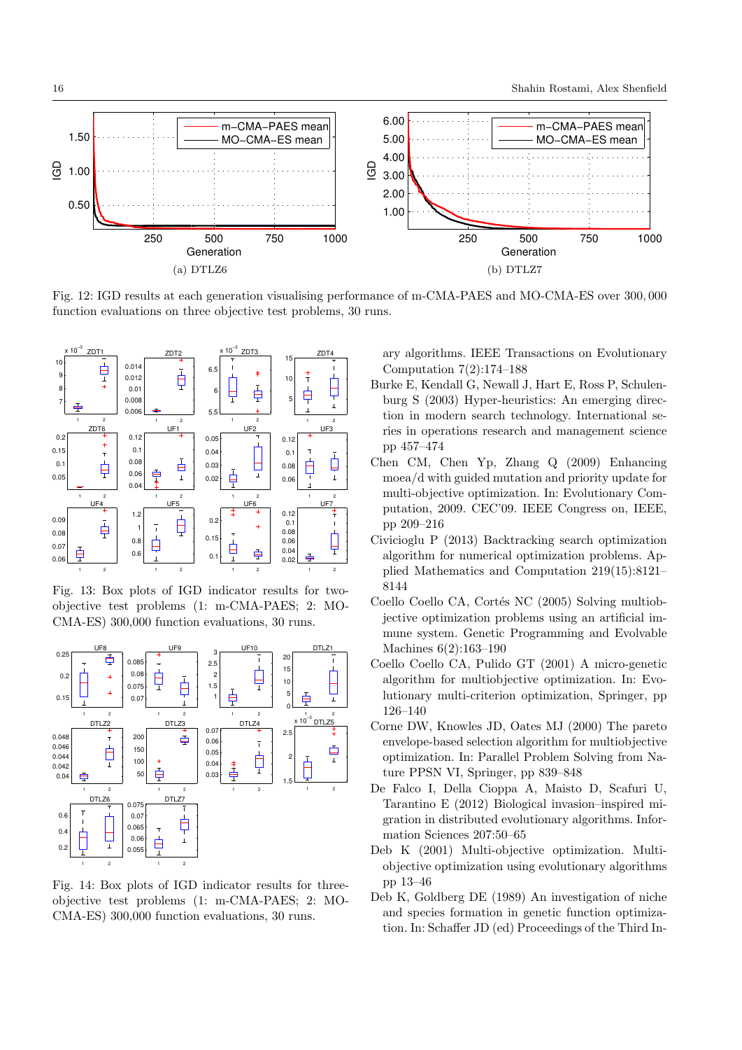Fig. 12: IGD results at each generation visualising performance of m-CMA-PAES and MO-CMA-ES over 300,000 function evaluations on three objective test problems, 30 runs.

Fig. 13: Box plots of IGD indicator results for two-objective test problems (1: m-CMA-PAES; 2: MO-CMA-ES) 300,000 function evaluations, 30 runs.

Fig. 14: Box plots of IGD indicator results for three-objective test problems (1: m-CMA-PAES; 2: MO-CMA-ES) 300,000 function evaluations, 30 runs.

ary algorithms. IEEE Transactions on Evolutionary Computation 7(2):174–188

Burke E, Kendall G, Newall J, Hart E, Ross P, Schulenburg S (2003) Hyper-heuristics: An emerging direction in modern search technology. International series in operations research and management science pp 457–474

Chen CM, Chen Yp, Zhang Q (2009) Enhancing moea/d with guided mutation and priority update for multi-objective optimization. In: Evolutionary Computation, 2009. CEC'09. IEEE Congress on, IEEE, pp 209–216

Civicioglu P (2013) Backtracking search optimization algorithm for numerical optimization problems. Applied Mathematics and Computation 219(15):8121–8144

Coello Coello CA, Cortés NC (2005) Solving multiobjective optimization problems using an artificial immune system. Genetic Programming and Evolvable Machines 6(2):163–190

Coello Coello CA, Pulido GT (2001) A micro-genetic algorithm for multiobjective optimization. In: Evolutionary multi-criterion optimization, Springer, pp 126–140

Corne DW, Knowles JD, Oates MJ (2000) The pareto envelope-based selection algorithm for multiobjective optimization. In: Parallel Problem Solving from Nature PPSN VI, Springer, pp 839–848

De Falco I, Della Cioppa A, Maisto D, Scafuri U, Tarantino E (2012) Biological invasion–inspired migration in distributed evolutionary algorithms. Information Sciences 207:50–65

Deb K (2001) Multi-objective optimization. Multi-objective optimization using evolutionary algorithms pp 13–46

Deb K, Goldberg DE (1989) An investigation of niche and species formation in genetic function optimization. In: Schaffer JD (ed) Proceedings of the Third In-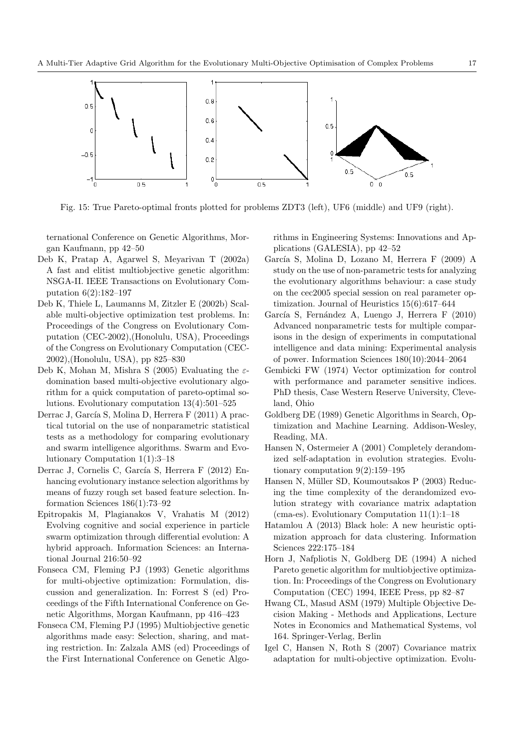Fig. 15: True Pareto-optimal fronts plotted for problems ZDT3 (left), UF6 (middle) and UF9 (right).

ternational Conference on Genetic Algorithms, Morgan Kaufmann, pp 42–50

Deb K, Pratap A, Agarwel S, Meyarivan T (2002a) A fast and elitist multiobjective genetic algorithm: NSGA-II. IEEE Transactions on Evolutionary Computation 6(2):182–197

Deb K, Thiele L, Laumanns M, Zitzler E (2002b) Scalable multi-objective optimization test problems. In: Proceedings of the Congress on Evolutionary Computation (CEC-2002),(Honolulu, USA), Proceedings of the Congress on Evolutionary Computation (CEC-2002),(Honolulu, USA), pp 825–830

Deb K, Mohan M, Mishra S (2005) Evaluating the $\varepsilon$-domination based multi-objective evolutionary algorithm for a quick computation of pareto-optimal solutions. Evolutionary computation 13(4):501–525

Derrac J, García S, Molina D, Herrera F (2011) A practical tutorial on the use of nonparametric statistical tests as a methodology for comparing evolutionary and swarm intelligence algorithms. Swarm and Evolutionary Computation 1(1):3–18

Derrac J, Cornelis C, García S, Herrera F (2012) Enhancing evolutionary instance selection algorithms by means of fuzzy rough set based feature selection. Information Sciences 186(1):73–92

Epitropakis M, Plagianakos V, Vrahatis M (2012) Evolving cognitive and social experience in particle swarm optimization through differential evolution: A hybrid approach. Information Sciences: an International Journal 216:50–92

Fonseca CM, Fleming PJ (1993) Genetic algorithms for multi-objective optimization: Formulation, discussion and generalization. In: Forrest S (ed) Proceedings of the Fifth International Conference on Genetic Algorithms, Morgan Kaufmann, pp 416–423

Fonseca CM, Fleming PJ (1995) Multiobjective genetic algorithms made easy: Selection, sharing, and mating restriction. In: Zalzala AMS (ed) Proceedings of the First International Conference on Genetic Algorithms in Engineering Systems: Innovations and Applications (GALESIA), pp 42–52

García S, Molina D, Lozano M, Herrera F (2009) A study on the use of non-parametric tests for analyzing the evolutionary algorithms behaviour: a case study on the cec2005 special session on real parameter optimization. Journal of Heuristics 15(6):617–644

García S, Fernández A, Luengo J, Herrera F (2010) Advanced nonparametric tests for multiple comparisons in the design of experiments in computational intelligence and data mining: Experimental analysis of power. Information Sciences 180(10):2044–2064

Gembicki FW (1974) Vector optimization for control with performance and parameter sensitive indices. PhD thesis, Case Western Reserve University, Cleveland, Ohio

Goldberg DE (1989) Genetic Algorithms in Search, Optimization and Machine Learning. Addison-Wesley, Reading, MA.

Hansen N, Ostermeier A (2001) Completely derandomized self-adaptation in evolution strategies. Evolutionary computation 9(2):159–195

Hansen N, Müller SD, Koumoutsakos P (2003) Reducing the time complexity of the derandomized evolution strategy with covariance matrix adaptation (cma-es). Evolutionary Computation 11(1):1–18

Hatamlou A (2013) Black hole: A new heuristic optimization approach for data clustering. Information Sciences 222:175–184

Horn J, Nafpliotis N, Goldberg DE (1994) A niched Pareto genetic algorithm for multiobjective optimization. In: Proceedings of the Congress on Evolutionary Computation (CEC) 1994, IEEE Press, pp 82–87

Hwang CL, Masud ASM (1979) Multiple Objective Decision Making - Methods and Applications, Lecture Notes in Economics and Mathematical Systems, vol 164. Springer-Verlag, Berlin

Igel C, Hansen N, Roth S (2007) Covariance matrix adaptation for multi-objective optimization. Evolu-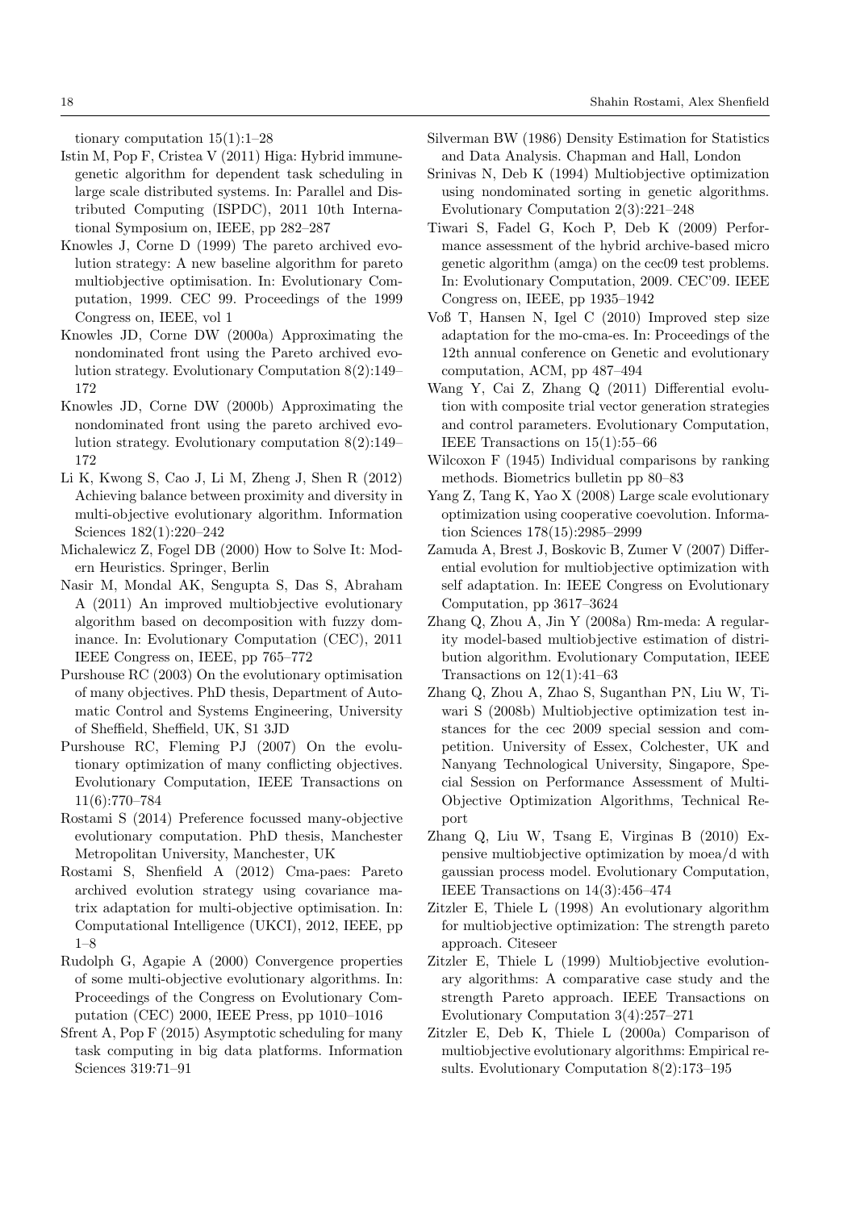tionary computation 15(1):1–28

Istin M, Pop F, Cristea V (2011) Higa: Hybrid immune-genetic algorithm for dependent task scheduling in large scale distributed systems. In: Parallel and Distributed Computing (ISPDC), 2011 10th International Symposium on, IEEE, pp 282–287

Knowles J, Corne D (1999) The pareto archived evolution strategy: A new baseline algorithm for pareto multiobjective optimisation. In: Evolutionary Computation, 1999. CEC 99. Proceedings of the 1999 Congress on, IEEE, vol 1

Knowles JD, Corne DW (2000a) Approximating the nondominated front using the Pareto archived evolution strategy. Evolutionary Computation 8(2):149–172

Knowles JD, Corne DW (2000b) Approximating the nondominated front using the pareto archived evolution strategy. Evolutionary computation 8(2):149–172

Li K, Kwong S, Cao J, Li M, Zheng J, Shen R (2012) Achieving balance between proximity and diversity in multi-objective evolutionary algorithm. Information Sciences 182(1):220–242

Michalewicz Z, Fogel DB (2000) How to Solve It: Modern Heuristics. Springer, Berlin

Nasir M, Mondal AK, Sengupta S, Das S, Abraham A (2011) An improved multiobjective evolutionary algorithm based on decomposition with fuzzy dominance. In: Evolutionary Computation (CEC), 2011 IEEE Congress on, IEEE, pp 765–772

Purshouse RC (2003) On the evolutionary optimisation of many objectives. PhD thesis, Department of Automatic Control and Systems Engineering, University of Sheffield, Sheffield, UK, S1 3JD

Purshouse RC, Fleming PJ (2007) On the evolutionary optimization of many conflicting objectives. Evolutionary Computation, IEEE Transactions on 11(6):770–784

Rostami S (2014) Preference focussed many-objective evolutionary computation. PhD thesis, Manchester Metropolitan University, Manchester, UK

Rostami S, Shenfield A (2012) Cma-paes: Pareto archived evolution strategy using covariance matrix adaptation for multi-objective optimisation. In: Computational Intelligence (UKCI), 2012, IEEE, pp 1–8

Rudolph G, Agapie A (2000) Convergence properties of some multi-objective evolutionary algorithms. In: Proceedings of the Congress on Evolutionary Computation (CEC) 2000, IEEE Press, pp 1010–1016

Sfrent A, Pop F (2015) Asymptotic scheduling for many task computing in big data platforms. Information Sciences 319:71–91

Silverman BW (1986) Density Estimation for Statistics and Data Analysis. Chapman and Hall, London

Srinivas N, Deb K (1994) Multiobjective optimization using nondominated sorting in genetic algorithms. Evolutionary Computation 2(3):221–248

Tiwari S, Fadel G, Koch P, Deb K (2009) Performance assessment of the hybrid archive-based micro genetic algorithm (amga) on the cec09 test problems. In: Evolutionary Computation, 2009. CEC'09. IEEE Congress on, IEEE, pp 1935–1942

Voß T, Hansen N, Igel C (2010) Improved step size adaptation for the mo-cma-es. In: Proceedings of the 12th annual conference on Genetic and evolutionary computation, ACM, pp 487–494

Wang Y, Cai Z, Zhang Q (2011) Differential evolution with composite trial vector generation strategies and control parameters. Evolutionary Computation, IEEE Transactions on 15(1):55–66

Wilcoxon F (1945) Individual comparisons by ranking methods. Biometrics bulletin pp 80–83

Yang Z, Tang K, Yao X (2008) Large scale evolutionary optimization using cooperative coevolution. Information Sciences 178(15):2985–2999

Zamuda A, Brest J, Boskovic B, Zumer V (2007) Differential evolution for multiobjective optimization with self adaptation. In: IEEE Congress on Evolutionary Computation, pp 3617–3624

Zhang Q, Zhou A, Jin Y (2008a) Rm-meda: A regularity model-based multiobjective estimation of distribution algorithm. Evolutionary Computation, IEEE Transactions on 12(1):41–63

Zhang Q, Zhou A, Zhao S, Suganthan PN, Liu W, Tiwari S (2008b) Multiobjective optimization test instances for the cec 2009 special session and competition. University of Essex, Colchester, UK and Nanyang Technological University, Singapore, Special Session on Performance Assessment of Multi-Objective Optimization Algorithms, Technical Report

Zhang Q, Liu W, Tsang E, Virginas B (2010) Expensive multiobjective optimization by moea/d with gaussian process model. Evolutionary Computation, IEEE Transactions on 14(3):456–474

Zitzler E, Thiele L (1998) An evolutionary algorithm for multiobjective optimization: The strength pareto approach. Citeseer

Zitzler E, Thiele L (1999) Multiobjective evolutionary algorithms: A comparative case study and the strength Pareto approach. IEEE Transactions on Evolutionary Computation 3(4):257–271

Zitzler E, Deb K, Thiele L (2000a) Comparison of multiobjective evolutionary algorithms: Empirical results. Evolutionary Computation 8(2):173–195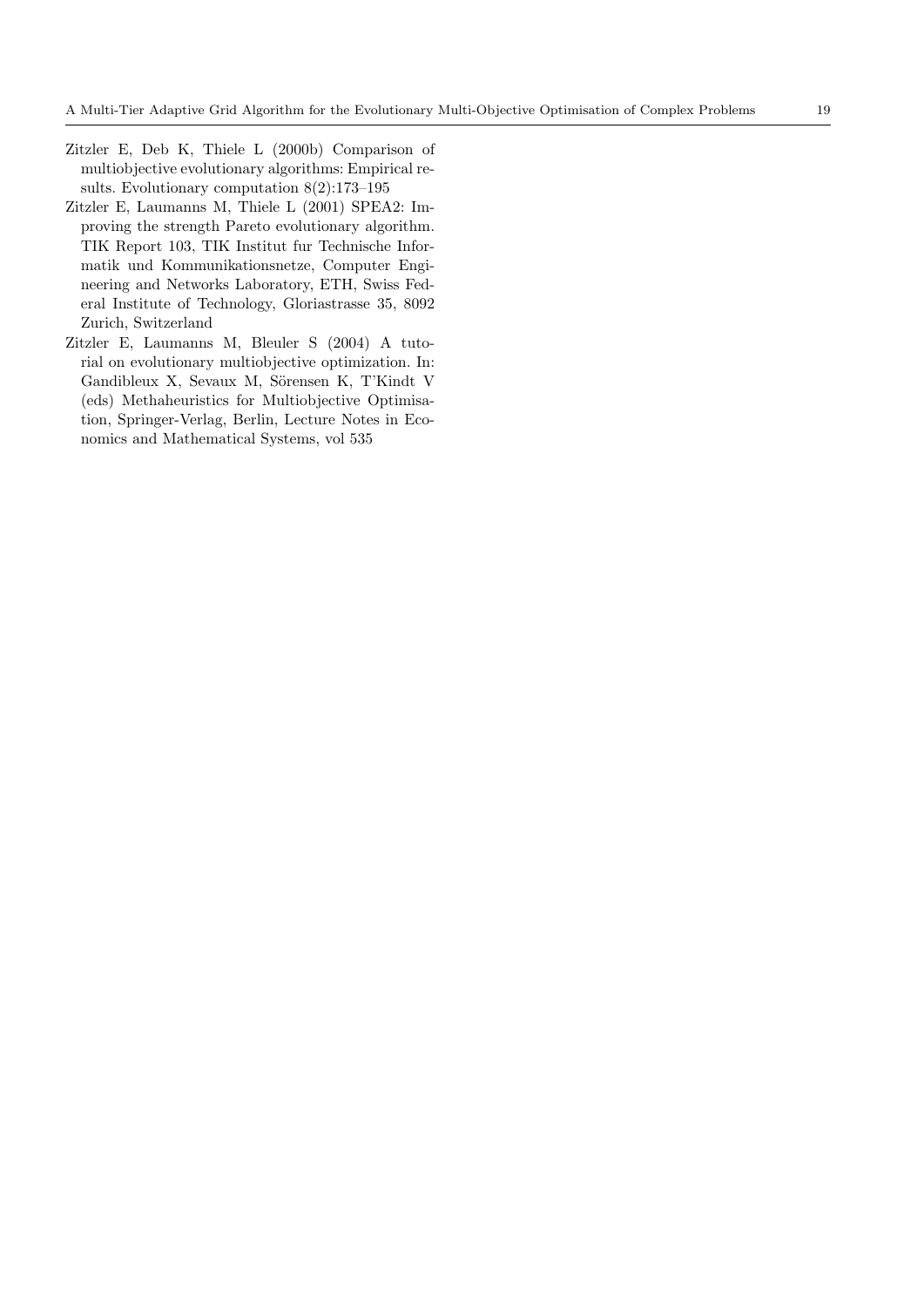Zitzler E, Deb K, Thiele L (2000b) Comparison of multiobjective evolutionary algorithms: Empirical results. Evolutionary computation 8(2):173–195

Zitzler E, Laumanns M, Thiele L (2001) SPEA2: Improving the strength Pareto evolutionary algorithm. TIK Report 103, TIK Institut fur Technische Informatik und Kommunikationsnetze, Computer Engineering and Networks Laboratory, ETH, Swiss Federal Institute of Technology, Gloriastrasse 35, 8092 Zurich, Switzerland

Zitzler E, Laumanns M, Bleuler S (2004) A tutorial on evolutionary multiobjective optimization. In: Gandibleux X, Sevaux M, Sörensen K, T'Kindt V (eds) Methaheuristics for Multiobjective Optimisation, Springer-Verlag, Berlin, Lecture Notes in Economics and Mathematical Systems, vol 535